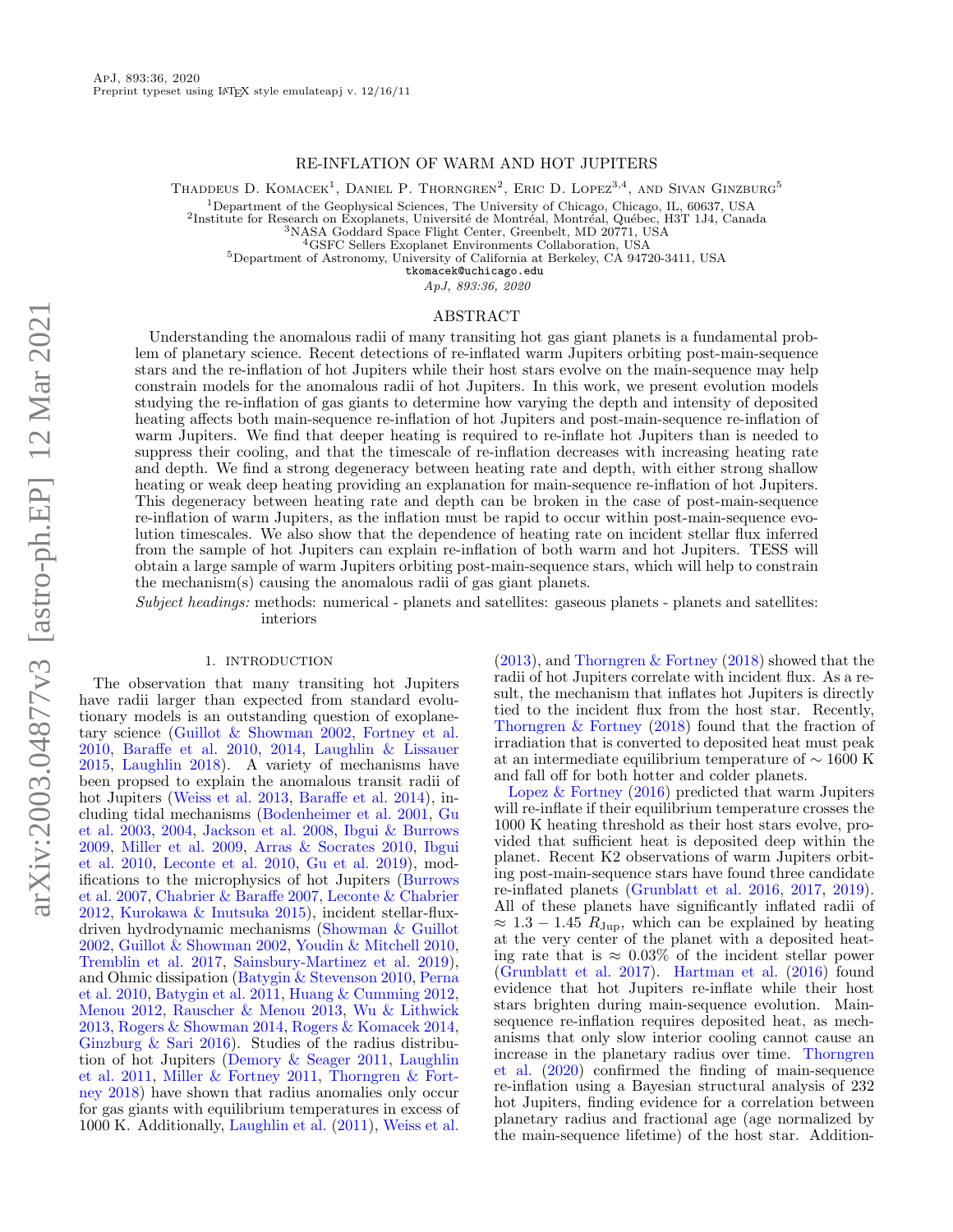ApJ, 893:36, 2020

Preprint typeset using LaTeX style emulateapj v. 12/16/11

# RE-INFLATION OF WARM AND HOT JUPITERS

Thaddeus D. Komacek[1], Daniel P. Thorngren[2], Eric D. Lopez[3,4], and Sivan Ginzburg[5]

[1]Department of the Geophysical Sciences, The University of Chicago, Chicago, IL, 60637, USA
[2]Institute for Research on Exoplanets, Université de Montréal, Montréal, Québec, H3T 1J4, Canada
[3]NASA Goddard Space Flight Center, Greenbelt, MD 20771, USA
[4]GSFC Sellers Exoplanet Environments Collaboration, USA
[5]Department of Astronomy, University of California at Berkeley, CA 94720-3411, USA
tkomacek@uchicago.edu

*ApJ, 893:36, 2020*

## ABSTRACT

Understanding the anomalous radii of many transiting hot gas giant planets is a fundamental problem of planetary science. Recent detections of re-inflated warm Jupiters orbiting post-main-sequence stars and the re-inflation of hot Jupiters while their host stars evolve on the main-sequence may help constrain models for the anomalous radii of hot Jupiters. In this work, we present evolution models studying the re-inflation of gas giants to determine how varying the depth and intensity of deposited heating affects both main-sequence re-inflation of hot Jupiters and post-main-sequence re-inflation of warm Jupiters. We find that deeper heating is required to re-inflate hot Jupiters than is needed to suppress their cooling, and that the timescale of re-inflation decreases with increasing heating rate and depth. We find a strong degeneracy between heating rate and depth, with either strong shallow heating or weak deep heating providing an explanation for main-sequence re-inflation of hot Jupiters. This degeneracy between heating rate and depth can be broken in the case of post-main-sequence re-inflation of warm Jupiters, as the inflation must be rapid to occur within post-main-sequence evolution timescales. We also show that the dependence of heating rate on incident stellar flux inferred from the sample of hot Jupiters can explain re-inflation of both warm and hot Jupiters. TESS will obtain a large sample of warm Jupiters orbiting post-main-sequence stars, which will help to constrain the mechanism(s) causing the anomalous radii of gas giant planets.

*Subject headings:* methods: numerical - planets and satellites: gaseous planets - planets and satellites: interiors

## 1. INTRODUCTION

The observation that many transiting hot Jupiters have radii larger than expected from standard evolutionary models is an outstanding question of exoplanetary science (Guillot & Showman 2002, Fortney et al. 2010, Baraffe et al. 2010, 2014, Laughlin & Lissauer 2015, Laughlin 2018). A variety of mechanisms have been propsed to explain the anomalous transit radii of hot Jupiters (Weiss et al. 2013, Baraffe et al. 2014), including tidal mechanisms (Bodenheimer et al. 2001, Gu et al. 2003, 2004, Jackson et al. 2008, Ibgui & Burrows 2009, Miller et al. 2009, Arras & Socrates 2010, Ibgui et al. 2010, Leconte et al. 2010, Gu et al. 2019), modifications to the microphysics of hot Jupiters (Burrows et al. 2007, Chabrier & Baraffe 2007, Leconte & Chabrier 2012, Kurokawa & Inutsuka 2015), incident stellar-flux-driven hydrodynamic mechanisms (Showman & Guillot 2002, Guillot & Showman 2002, Youdin & Mitchell 2010, Tremblin et al. 2017, Sainsbury-Martinez et al. 2019), and Ohmic dissipation (Batygin & Stevenson 2010, Perna et al. 2010, Batygin et al. 2011, Huang & Cumming 2012, Menou 2012, Rauscher & Menou 2013, Wu & Lithwick 2013, Rogers & Showman 2014, Rogers & Komacek 2014, Ginzburg & Sari 2016). Studies of the radius distribution of hot Jupiters (Demory & Seager 2011, Laughlin et al. 2011, Miller & Fortney 2011, Thorngren & Fortney 2018) have shown that radius anomalies only occur for gas giants with equilibrium temperatures in excess of 1000 K. Additionally, Laughlin et al. (2011), Weiss et al. (2013), and Thorngren & Fortney (2018) showed that the radii of hot Jupiters correlate with incident flux. As a result, the mechanism that inflates hot Jupiters is directly tied to the incident flux from the host star. Recently, Thorngren & Fortney (2018) found that the fraction of irradiation that is converted to deposited heat must peak at an intermediate equilibrium temperature of $\sim 1600$ K and fall off for both hotter and colder planets.

Lopez & Fortney (2016) predicted that warm Jupiters will re-inflate if their equilibrium temperature crosses the 1000 K heating threshold as their host stars evolve, provided that sufficient heat is deposited deep within the planet. Recent K2 observations of warm Jupiters orbiting post-main-sequence stars have found three candidate re-inflated planets (Grunblatt et al. 2016, 2017, 2019). All of these planets have significantly inflated radii of $\approx 1.3 - 1.45\ R_{\mathrm{Jup}}$, which can be explained by heating at the very center of the planet with a deposited heating rate that is $\approx 0.03\%$ of the incident stellar power (Grunblatt et al. 2017). Hartman et al. (2016) found evidence that hot Jupiters re-inflate while their host stars brighten during main-sequence evolution. Main-sequence re-inflation requires deposited heat, as mechanisms that only slow interior cooling cannot cause an increase in the planetary radius over time. Thorngren et al. (2020) confirmed the finding of main-sequence re-inflation using a Bayesian structural analysis of 232 hot Jupiters, finding evidence for a correlation between planetary radius and fractional age (age normalized by the main-sequence lifetime) of the host star. Addition-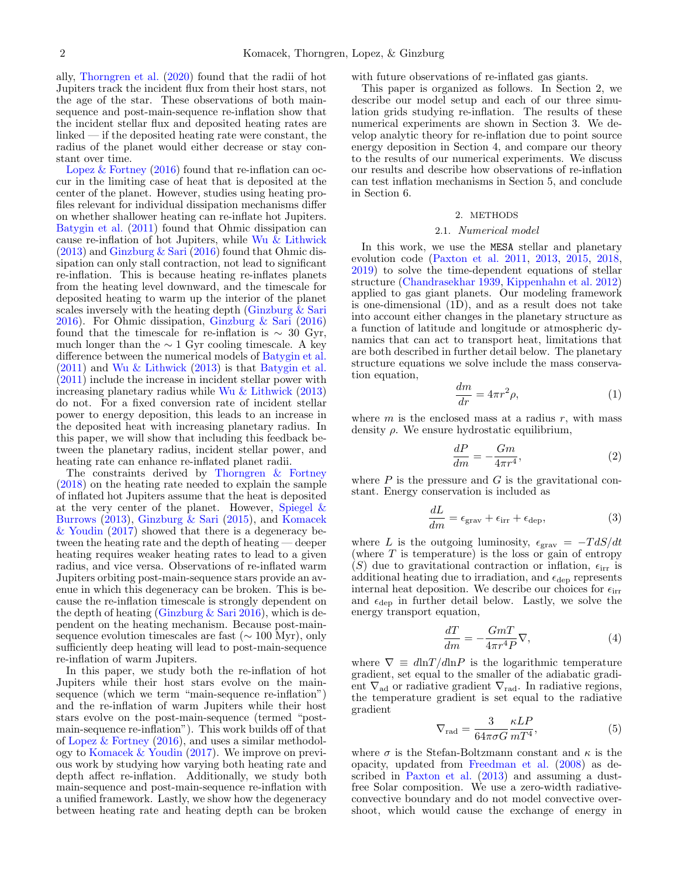ally, Thorngren et al. (2020) found that the radii of hot Jupiters track the incident flux from their host stars, not the age of the star. These observations of both main-sequence and post-main-sequence re-inflation show that the incident stellar flux and deposited heating rates are linked — if the deposited heating rate were constant, the radius of the planet would either decrease or stay constant over time.

Lopez & Fortney (2016) found that re-inflation can occur in the limiting case of heat that is deposited at the center of the planet. However, studies using heating profiles relevant for individual dissipation mechanisms differ on whether shallower heating can re-inflate hot Jupiters. Batygin et al. (2011) found that Ohmic dissipation can cause re-inflation of hot Jupiters, while Wu & Lithwick (2013) and Ginzburg & Sari (2016) found that Ohmic dissipation can only stall contraction, not lead to significant re-inflation. This is because heating re-inflates planets from the heating level downward, and the timescale for deposited heating to warm up the interior of the planet scales inversely with the heating depth (Ginzburg & Sari 2016). For Ohmic dissipation, Ginzburg & Sari (2016) found that the timescale for re-inflation is $\sim 30$ Gyr, much longer than the $\sim 1$ Gyr cooling timescale. A key difference between the numerical models of Batygin et al. (2011) and Wu & Lithwick (2013) is that Batygin et al. (2011) include the increase in incident stellar power with increasing planetary radius while Wu & Lithwick (2013) do not. For a fixed conversion rate of incident stellar power to energy deposition, this leads to an increase in the deposited heat with increasing planetary radius. In this paper, we will show that including this feedback between the planetary radius, incident stellar power, and heating rate can enhance re-inflated planet radii.

The constraints derived by Thorngren & Fortney (2018) on the heating rate needed to explain the sample of inflated hot Jupiters assume that the heat is deposited at the very center of the planet. However, Spiegel & Burrows (2013), Ginzburg & Sari (2015), and Komacek & Youdin (2017) showed that there is a degeneracy between the heating rate and the depth of heating — deeper heating requires weaker heating rates to lead to a given radius, and vice versa. Observations of re-inflated warm Jupiters orbiting post-main-sequence stars provide an avenue in which this degeneracy can be broken. This is because the re-inflation timescale is strongly dependent on the depth of heating (Ginzburg & Sari 2016), which is dependent on the heating mechanism. Because post-main-sequence evolution timescales are fast ($\sim 100$ Myr), only sufficiently deep heating will lead to post-main-sequence re-inflation of warm Jupiters.

In this paper, we study both the re-inflation of hot Jupiters while their host stars evolve on the main-sequence (which we term "main-sequence re-inflation") and the re-inflation of warm Jupiters while their host stars evolve on the post-main-sequence (termed "post-main-sequence re-inflation"). This work builds off of that of Lopez & Fortney (2016), and uses a similar methodology to Komacek & Youdin (2017). We improve on previous work by studying how varying both heating rate and depth affect re-inflation. Additionally, we study both main-sequence and post-main-sequence re-inflation with a unified framework. Lastly, we show how the degeneracy between heating rate and heating depth can be broken with future observations of re-inflated gas giants.

This paper is organized as follows. In Section 2, we describe our model setup and each of our three simulation grids studying re-inflation. The results of these numerical experiments are shown in Section 3. We develop analytic theory for re-inflation due to point source energy deposition in Section 4, and compare our theory to the results of our numerical experiments. We discuss our results and describe how observations of re-inflation can test inflation mechanisms in Section 5, and conclude in Section 6.

## 2. METHODS

### 2.1. *Numerical model*

In this work, we use the `MESA` stellar and planetary evolution code (Paxton et al. 2011, 2013, 2015, 2018, 2019) to solve the time-dependent equations of stellar structure (Chandrasekhar 1939, Kippenhahn et al. 2012) applied to gas giant planets. Our modeling framework is one-dimensional (1D), and as a result does not take into account either changes in the planetary structure as a function of latitude and longitude or atmospheric dynamics that can act to transport heat, limitations that are both described in further detail below. The planetary structure equations we solve include the mass conservation equation,

$$\frac{dm}{dr} = 4\pi r^2 \rho, \tag{1}$$

where $m$ is the enclosed mass at a radius $r$, with mass density $\rho$. We ensure hydrostatic equilibrium,

$$\frac{dP}{dm} = -\frac{Gm}{4\pi r^4}, \tag{2}$$

where $P$ is the pressure and $G$ is the gravitational constant. Energy conservation is included as

$$\frac{dL}{dm} = \epsilon_{\mathrm{grav}} + \epsilon_{\mathrm{irr}} + \epsilon_{\mathrm{dep}}, \tag{3}$$

where $L$ is the outgoing luminosity, $\epsilon_{\mathrm{grav}} = -T dS/dt$ (where $T$ is temperature) is the loss or gain of entropy ($S$) due to gravitational contraction or inflation, $\epsilon_{\mathrm{irr}}$ is additional heating due to irradiation, and $\epsilon_{\mathrm{dep}}$ represents internal heat deposition. We describe our choices for $\epsilon_{\mathrm{irr}}$ and $\epsilon_{\mathrm{dep}}$ in further detail below. Lastly, we solve the energy transport equation,

$$\frac{dT}{dm} = -\frac{GmT}{4\pi r^4 P}\nabla, \tag{4}$$

where $\nabla \equiv d\mathrm{ln}T/d\mathrm{ln}P$ is the logarithmic temperature gradient, set equal to the smaller of the adiabatic gradient $\nabla_{\mathrm{ad}}$ or radiative gradient $\nabla_{\mathrm{rad}}$. In radiative regions, the temperature gradient is set equal to the radiative gradient

$$\nabla_{\mathrm{rad}} = \frac{3}{64\pi\sigma G}\frac{\kappa L P}{m T^4}, \tag{5}$$

where $\sigma$ is the Stefan-Boltzmann constant and $\kappa$ is the opacity, updated from Freedman et al. (2008) as described in Paxton et al. (2013) and assuming a dust-free Solar composition. We use a zero-width radiative-convective boundary and do not model convective overshoot, which would cause the exchange of energy in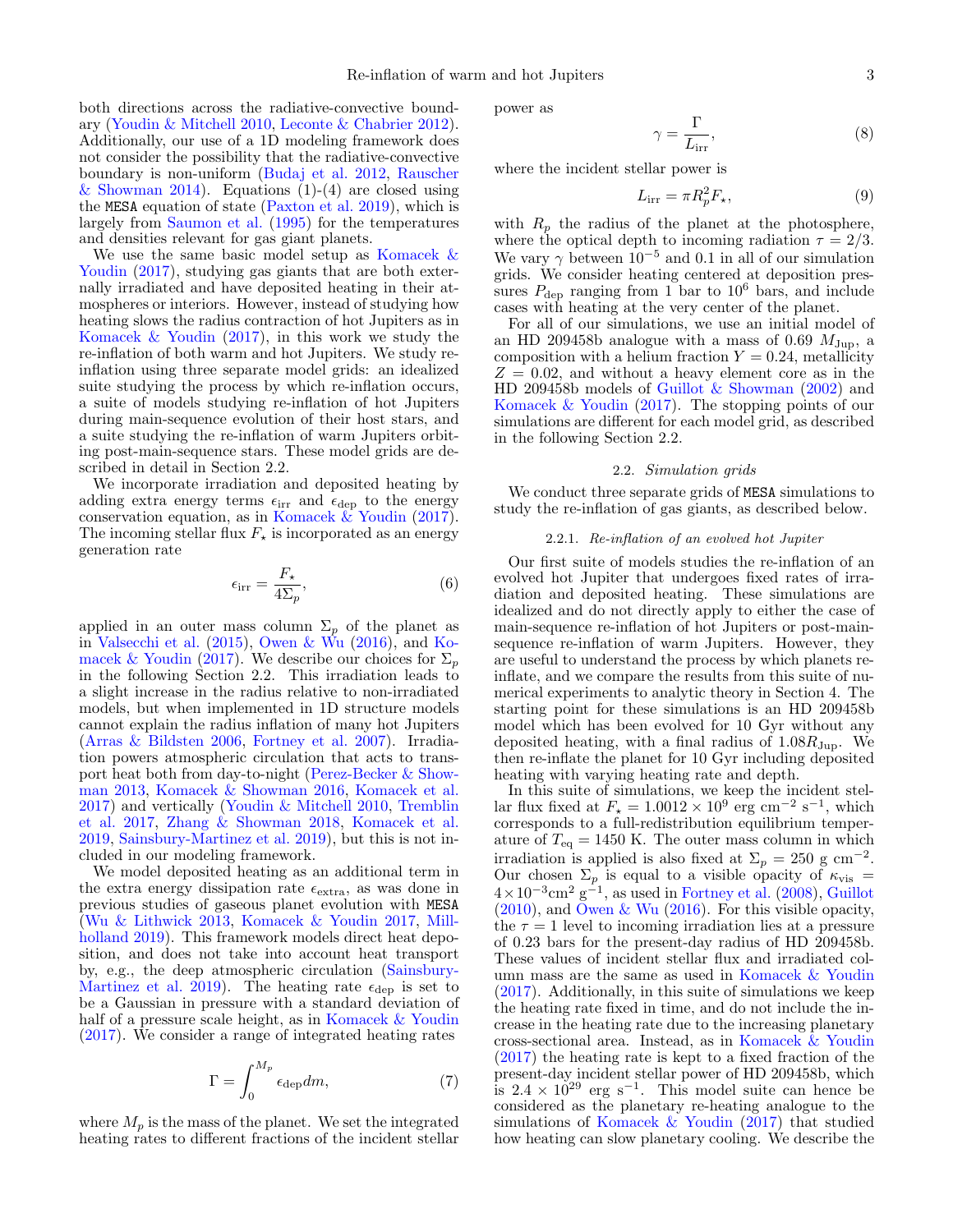both directions across the radiative-convective boundary (Youdin & Mitchell 2010, Leconte & Chabrier 2012). Additionally, our use of a 1D modeling framework does not consider the possibility that the radiative-convective boundary is non-uniform (Budaj et al. 2012, Rauscher & Showman 2014). Equations (1)-(4) are closed using the MESA equation of state (Paxton et al. 2019), which is largely from Saumon et al. (1995) for the temperatures and densities relevant for gas giant planets.

We use the same basic model setup as Komacek & Youdin (2017), studying gas giants that are both externally irradiated and have deposited heating in their atmospheres or interiors. However, instead of studying how heating slows the radius contraction of hot Jupiters as in Komacek & Youdin (2017), in this work we study the re-inflation of both warm and hot Jupiters. We study re-inflation using three separate model grids: an idealized suite studying the process by which re-inflation occurs, a suite of models studying re-inflation of hot Jupiters during main-sequence evolution of their host stars, and a suite studying the re-inflation of warm Jupiters orbiting post-main-sequence stars. These model grids are described in detail in Section 2.2.

We incorporate irradiation and deposited heating by adding extra energy terms $\epsilon_{\mathrm{irr}}$ and $\epsilon_{\mathrm{dep}}$ to the energy conservation equation, as in Komacek & Youdin (2017). The incoming stellar flux $F_\star$ is incorporated as an energy generation rate

$$\epsilon_{\mathrm{irr}} = \frac{F_\star}{4\Sigma_p}, \tag{6}$$

applied in an outer mass column $\Sigma_p$ of the planet as in Valsecchi et al. (2015), Owen & Wu (2016), and Komacek & Youdin (2017). We describe our choices for $\Sigma_p$ in the following Section 2.2. This irradiation leads to a slight increase in the radius relative to non-irradiated models, but when implemented in 1D structure models cannot explain the radius inflation of many hot Jupiters (Arras & Bildsten 2006, Fortney et al. 2007). Irradiation powers atmospheric circulation that acts to transport heat both from day-to-night (Perez-Becker & Showman 2013, Komacek & Showman 2016, Komacek et al. 2017) and vertically (Youdin & Mitchell 2010, Tremblin et al. 2017, Zhang & Showman 2018, Komacek et al. 2019, Sainsbury-Martinez et al. 2019), but this is not included in our modeling framework.

We model deposited heating as an additional term in the extra energy dissipation rate $\epsilon_{\mathrm{extra}}$, as was done in previous studies of gaseous planet evolution with MESA (Wu & Lithwick 2013, Komacek & Youdin 2017, Millholland 2019). This framework models direct heat deposition, and does not take into account heat transport by, e.g., the deep atmospheric circulation (Sainsbury-Martinez et al. 2019). The heating rate $\epsilon_{\mathrm{dep}}$ is set to be a Gaussian in pressure with a standard deviation of half of a pressure scale height, as in Komacek & Youdin (2017). We consider a range of integrated heating rates

$$\Gamma = \int_0^{M_p} \epsilon_{\mathrm{dep}} dm, \tag{7}$$

where $M_p$ is the mass of the planet. We set the integrated heating rates to different fractions of the incident stellar power as

$$\gamma = \frac{\Gamma}{L_{\mathrm{irr}}}, \tag{8}$$

where the incident stellar power is

$$L_{\mathrm{irr}} = \pi R_p^2 F_\star, \tag{9}$$

with $R_p$ the radius of the planet at the photosphere, where the optical depth to incoming radiation $\tau = 2/3$. We vary $\gamma$ between $10^{-5}$ and 0.1 in all of our simulation grids. We consider heating centered at deposition pressures $P_{\mathrm{dep}}$ ranging from 1 bar to $10^6$ bars, and include cases with heating at the very center of the planet.

For all of our simulations, we use an initial model of an HD 209458b analogue with a mass of 0.69 $M_{\mathrm{Jup}}$, a composition with a helium fraction $Y = 0.24$, metallicity $Z = 0.02$, and without a heavy element core as in the HD 209458b models of Guillot & Showman (2002) and Komacek & Youdin (2017). The stopping points of our simulations are different for each model grid, as described in the following Section 2.2.

## 2.2. *Simulation grids*

We conduct three separate grids of MESA simulations to study the re-inflation of gas giants, as described below.

### 2.2.1. *Re-inflation of an evolved hot Jupiter*

Our first suite of models studies the re-inflation of an evolved hot Jupiter that undergoes fixed rates of irradiation and deposited heating. These simulations are idealized and do not directly apply to either the case of main-sequence re-inflation of hot Jupiters or post-main-sequence re-inflation of warm Jupiters. However, they are useful to understand the process by which planets re-inflate, and we compare the results from this suite of numerical experiments to analytic theory in Section 4. The starting point for these simulations is an HD 209458b model which has been evolved for 10 Gyr without any deposited heating, with a final radius of $1.08 R_{\mathrm{Jup}}$. We then re-inflate the planet for 10 Gyr including deposited heating with varying heating rate and depth.

In this suite of simulations, we keep the incident stellar flux fixed at $F_\star = 1.0012 \times 10^9$ erg cm$^{-2}$ s$^{-1}$, which corresponds to a full-redistribution equilibrium temperature of $T_{\mathrm{eq}} = 1450$ K. The outer mass column in which irradiation is applied is also fixed at $\Sigma_p = 250$ g cm$^{-2}$. Our chosen $\Sigma_p$ is equal to a visible opacity of $\kappa_{\mathrm{vis}} = 4 \times 10^{-3}$cm$^2$ g$^{-1}$, as used in Fortney et al. (2008), Guillot (2010), and Owen & Wu (2016). For this visible opacity, the $\tau = 1$ level to incoming irradiation lies at a pressure of 0.23 bars for the present-day radius of HD 209458b. These values of incident stellar flux and irradiated column mass are the same as used in Komacek & Youdin (2017). Additionally, in this suite of simulations we keep the heating rate fixed in time, and do not include the increase in the heating rate due to the increasing planetary cross-sectional area. Instead, as in Komacek & Youdin (2017) the heating rate is kept to a fixed fraction of the present-day incident stellar power of HD 209458b, which is $2.4 \times 10^{29}$ erg s$^{-1}$. This model suite can hence be considered as the planetary re-heating analogue to the simulations of Komacek & Youdin (2017) that studied how heating can slow planetary cooling. We describe the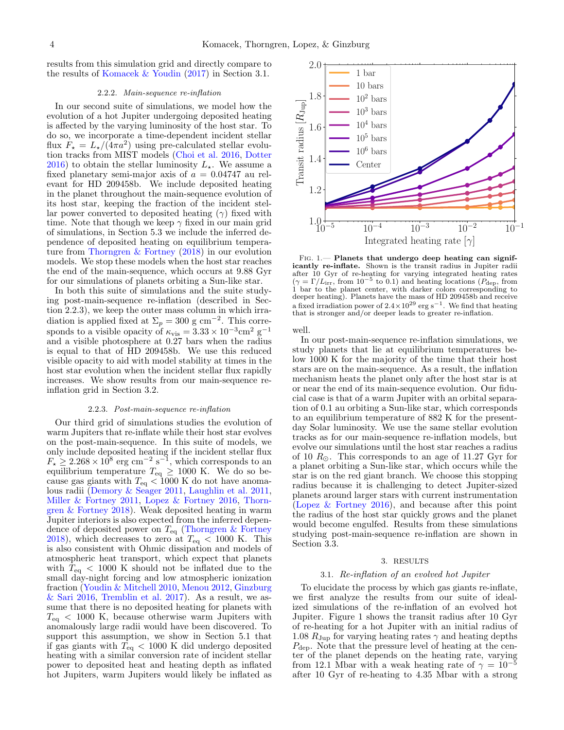results from this simulation grid and directly compare to the results of Komacek & Youdin (2017) in Section 3.1.

#### 2.2.2. *Main-sequence re-inflation*

In our second suite of simulations, we model how the evolution of a hot Jupiter undergoing deposited heating is affected by the varying luminosity of the host star. To do so, we incorporate a time-dependent incident stellar flux $F_\star = L_\star/(4\pi a^2)$ using pre-calculated stellar evolution tracks from MIST models (Choi et al. 2016, Dotter 2016) to obtain the stellar luminosity $L_\star$. We assume a fixed planetary semi-major axis of $a = 0.04747$ au relevant for HD 209458b. We include deposited heating in the planet throughout the main-sequence evolution of its host star, keeping the fraction of the incident stellar power converted to deposited heating ($\gamma$) fixed with time. Note that though we keep $\gamma$ fixed in our main grid of simulations, in Section 5.3 we include the inferred dependence of deposited heating on equilibrium temperature from Thorngren & Fortney (2018) in our evolution models. We stop these models when the host star reaches the end of the main-sequence, which occurs at 9.88 Gyr for our simulations of planets orbiting a Sun-like star.

In both this suite of simulations and the suite studying post-main-sequence re-inflation (described in Section 2.2.3), we keep the outer mass column in which irradiation is applied fixed at $\Sigma_p = 300$ g cm$^{-2}$. This corresponds to a visible opacity of $\kappa_{\mathrm{vis}} = 3.33 \times 10^{-3}$cm$^2$ g$^{-1}$ and a visible photosphere at 0.27 bars when the radius is equal to that of HD 209458b. We use this reduced visible opacity to aid with model stability at times in the host star evolution when the incident stellar flux rapidly increases. We show results from our main-sequence re-inflation grid in Section 3.2.

#### 2.2.3. *Post-main-sequence re-inflation*

Our third grid of simulations studies the evolution of warm Jupiters that re-inflate while their host star evolves on the post-main-sequence. In this suite of models, we only include deposited heating if the incident stellar flux $F_\star \geq 2.268 \times 10^8$ erg cm$^{-2}$ s$^{-1}$, which corresponds to an equilibrium temperature $T_{\mathrm{eq}} \geq 1000$ K. We do so because gas giants with $T_{\mathrm{eq}} < 1000$ K do not have anomalous radii (Demory & Seager 2011, Laughlin et al. 2011, Miller & Fortney 2011, Lopez & Fortney 2016, Thorngren & Fortney 2018). Weak deposited heating in warm Jupiter interiors is also expected from the inferred dependence of deposited power on $T_{\mathrm{eq}}$ (Thorngren & Fortney 2018), which decreases to zero at $T_{\mathrm{eq}} < 1000$ K. This is also consistent with Ohmic dissipation and models of atmospheric heat transport, which expect that planets with $T_{\mathrm{eq}} < 1000$ K should not be inflated due to the small day-night forcing and low atmospheric ionization fraction (Youdin & Mitchell 2010, Menou 2012, Ginzburg & Sari 2016, Tremblin et al. 2017). As a result, we assume that there is no deposited heating for planets with $T_{\mathrm{eq}} < 1000$ K, because otherwise warm Jupiters with anomalously large radii would have been discovered. To support this assumption, we show in Section 5.1 that if gas giants with $T_{\mathrm{eq}} < 1000$ K did undergo deposited heating with a similar conversion rate of incident stellar power to deposited heat and heating depth as inflated hot Jupiters, warm Jupiters would likely be inflated as well.

In our post-main-sequence re-inflation simulations, we study planets that lie at equilibrium temperatures below 1000 K for the majority of the time that their host stars are on the main-sequence. As a result, the inflation mechanism heats the planet only after the host star is at or near the end of its main-sequence evolution. Our fiducial case is that of a warm Jupiter with an orbital separation of 0.1 au orbiting a Sun-like star, which corresponds to an equilibrium temperature of 882 K for the present-day Solar luminosity. We use the same stellar evolution tracks as for our main-sequence re-inflation models, but evolve our simulations until the host star reaches a radius of 10 $R_\odot$. This corresponds to an age of 11.27 Gyr for a planet orbiting a Sun-like star, which occurs while the star is on the red giant branch. We choose this stopping radius because it is challenging to detect Jupiter-sized planets around larger stars with current instrumentation (Lopez & Fortney 2016), and because after this point the radius of the host star quickly grows and the planet would become engulfed. Results from these simulations studying post-main-sequence re-inflation are shown in Section 3.3.

Fig. 1.— **Planets that undergo deep heating can significantly re-inflate.** Shown is the transit radius in Jupiter radii after 10 Gyr of re-heating for varying integrated heating rates ($\gamma = \Gamma/L_{\mathrm{irr}}$, from $10^{-5}$ to 0.1) and heating locations ($P_{\mathrm{dep}}$, from 1 bar to the planet center, with darker colors corresponding to deeper heating). Planets have the mass of HD 209458b and receive a fixed irradiation power of $2.4 \times 10^{29}$ erg s$^{-1}$. We find that heating that is stronger and/or deeper leads to greater re-inflation.

## 3. RESULTS

### 3.1. *Re-inflation of an evolved hot Jupiter*

To elucidate the process by which gas giants re-inflate, we first analyze the results from our suite of idealized simulations of the re-inflation of an evolved hot Jupiter. Figure 1 shows the transit radius after 10 Gyr of re-heating for a hot Jupiter with an initial radius of 1.08 $R_{\mathrm{Jup}}$ for varying heating rates $\gamma$ and heating depths $P_{\mathrm{dep}}$. Note that the pressure level of heating at the center of the planet depends on the heating rate, varying from 12.1 Mbar with a weak heating rate of $\gamma = 10^{-5}$ after 10 Gyr of re-heating to 4.35 Mbar with a strong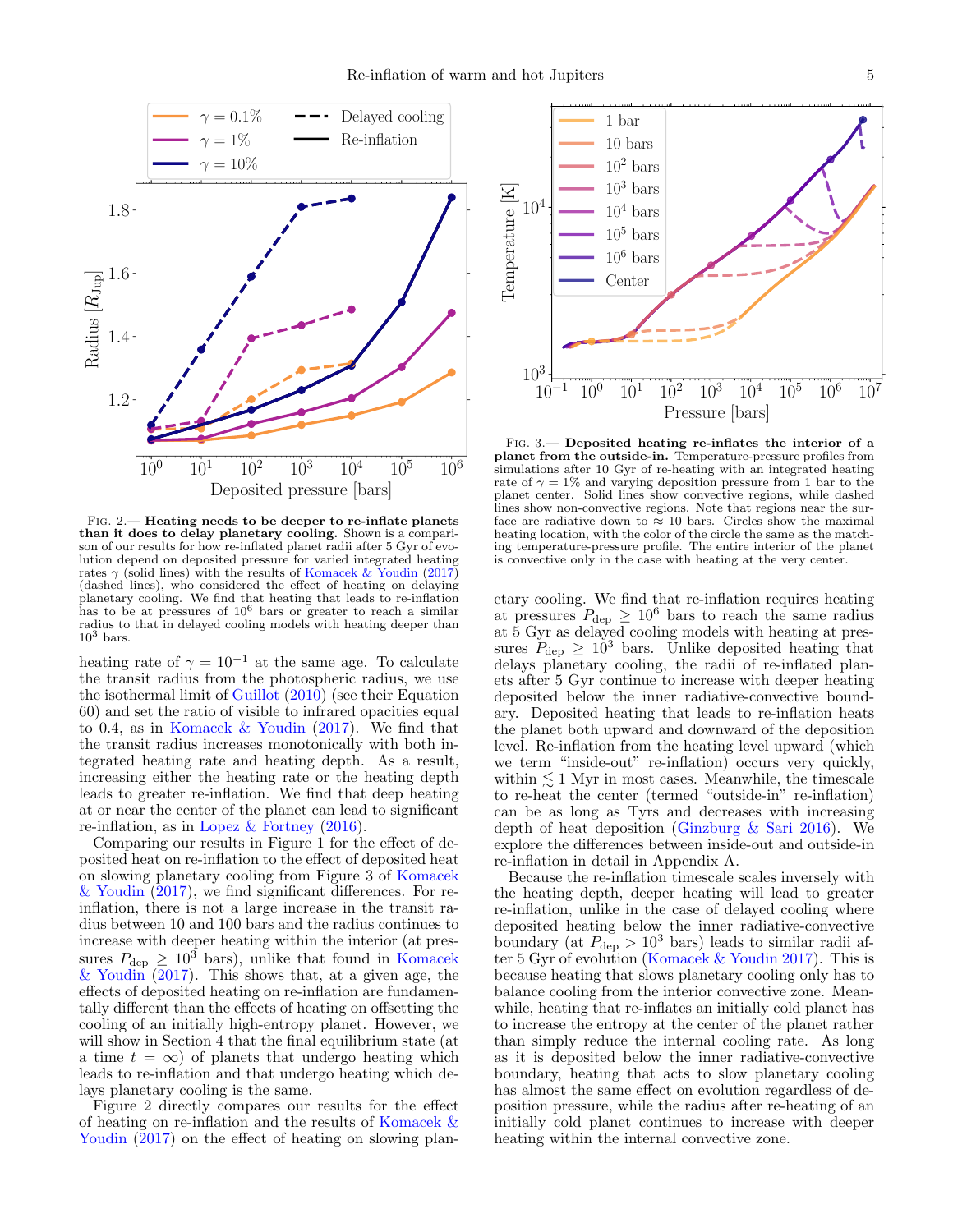Fig. 2.— **Heating needs to be deeper to re-inflate planets than it does to delay planetary cooling.** Shown is a comparison of our results for how re-inflated planet radii after 5 Gyr of evolution depend on deposited pressure for varied integrated heating rates $\gamma$ (solid lines) with the results of Komacek & Youdin (2017) (dashed lines), who considered the effect of heating on delaying planetary cooling. We find that heating that leads to re-inflation has to be at pressures of $10^6$ bars or greater to reach a similar radius to that in delayed cooling models with heating deeper than $10^3$ bars.

Fig. 3.— **Deposited heating re-inflates the interior of a planet from the outside-in.** Temperature-pressure profiles from simulations after 10 Gyr of re-heating with an integrated heating rate of $\gamma = 1\%$ and varying deposition pressure from 1 bar to the planet center. Solid lines show convective regions, while dashed lines show non-convective regions. Note that regions near the surface are radiative down to $\approx 10$ bars. Circles show the maximal heating location, with the color of the circle the same as the matching temperature-pressure profile. The entire interior of the planet is convective only in the case with heating at the very center.

heating rate of $\gamma = 10^{-1}$ at the same age. To calculate the transit radius from the photospheric radius, we use the isothermal limit of Guillot (2010) (see their Equation 60) and set the ratio of visible to infrared opacities equal to 0.4, as in Komacek & Youdin (2017). We find that the transit radius increases monotonically with both integrated heating rate and heating depth. As a result, increasing either the heating rate or the heating depth leads to greater re-inflation. We find that deep heating at or near the center of the planet can lead to significant re-inflation, as in Lopez & Fortney (2016).

Comparing our results in Figure 1 for the effect of deposited heat on re-inflation to the effect of deposited heat on slowing planetary cooling from Figure 3 of Komacek & Youdin (2017), we find significant differences. For re-inflation, there is not a large increase in the transit radius between 10 and 100 bars and the radius continues to increase with deeper heating within the interior (at pressures $P_{\mathrm{dep}} \geq 10^3$ bars), unlike that found in Komacek & Youdin (2017). This shows that, at a given age, the effects of deposited heating on re-inflation are fundamentally different than the effects of heating on offsetting the cooling of an initially high-entropy planet. However, we will show in Section 4 that the final equilibrium state (at a time $t = \infty$) of planets that undergo heating which leads to re-inflation and that undergo heating which delays planetary cooling is the same.

Figure 2 directly compares our results for the effect of heating on re-inflation and the results of Komacek & Youdin (2017) on the effect of heating on slowing planetary cooling. We find that re-inflation requires heating at pressures $P_{\mathrm{dep}} \geq 10^6$ bars to reach the same radius at 5 Gyr as delayed cooling models with heating at pressures $P_{\mathrm{dep}} \geq 10^3$ bars. Unlike deposited heating that delays planetary cooling, the radii of re-inflated planets after 5 Gyr continue to increase with deeper heating deposited below the inner radiative-convective boundary. Deposited heating that leads to re-inflation heats the planet both upward and downward of the deposition level. Re-inflation from the heating level upward (which we term "inside-out" re-inflation) occurs very quickly, within $\lesssim 1$ Myr in most cases. Meanwhile, the timescale to re-heat the center (termed "outside-in" re-inflation) can be as long as Tyrs and decreases with increasing depth of heat deposition (Ginzburg & Sari 2016). We explore the differences between inside-out and outside-in re-inflation in detail in Appendix A.

Because the re-inflation timescale scales inversely with the heating depth, deeper heating will lead to greater re-inflation, unlike in the case of delayed cooling where deposited heating below the inner radiative-convective boundary (at $P_{\mathrm{dep}} > 10^3$ bars) leads to similar radii after 5 Gyr of evolution (Komacek & Youdin 2017). This is because heating that slows planetary cooling only has to balance cooling from the interior convective zone. Meanwhile, heating that re-inflates an initially cold planet has to increase the entropy at the center of the planet rather than simply reduce the internal cooling rate. As long as it is deposited below the inner radiative-convective boundary, heating that acts to slow planetary cooling has almost the same effect on evolution regardless of deposition pressure, while the radius after re-heating of an initially cold planet continues to increase with deeper heating within the internal convective zone.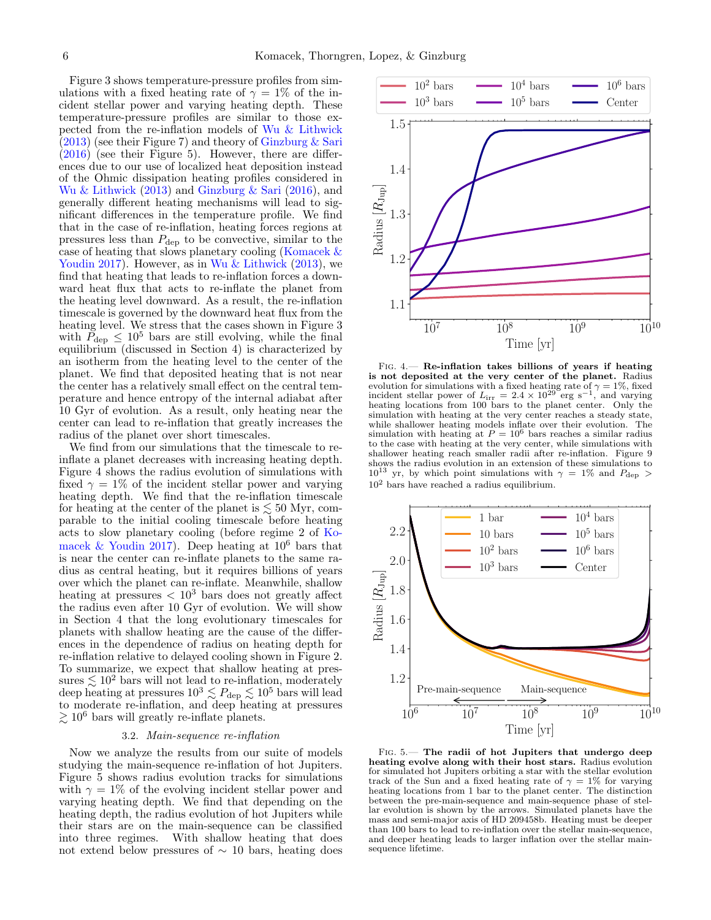Figure 3 shows temperature-pressure profiles from simulations with a fixed heating rate of $\gamma = 1\%$ of the incident stellar power and varying heating depth. These temperature-pressure profiles are similar to those expected from the re-inflation models of Wu & Lithwick (2013) (see their Figure 7) and theory of Ginzburg & Sari (2016) (see their Figure 5). However, there are differences due to our use of localized heat deposition instead of the Ohmic dissipation heating profiles considered in Wu & Lithwick (2013) and Ginzburg & Sari (2016), and generally different heating mechanisms will lead to significant differences in the temperature profile. We find that in the case of re-inflation, heating forces regions at pressures less than $P_{\rm dep}$ to be convective, similar to the case of heating that slows planetary cooling (Komacek & Youdin 2017). However, as in Wu & Lithwick (2013), we find that heating that leads to re-inflation forces a downward heat flux that acts to re-inflate the planet from the heating level downward. As a result, the re-inflation timescale is governed by the downward heat flux from the heating level. We stress that the cases shown in Figure 3 with $P_{\rm dep} \leq 10^5$ bars are still evolving, while the final equilibrium (discussed in Section 4) is characterized by an isotherm from the heating level to the center of the planet. We find that deposited heating that is not near the center has a relatively small effect on the central temperature and hence entropy of the internal adiabat after 10 Gyr of evolution. As a result, only heating near the center can lead to re-inflation that greatly increases the radius of the planet over short timescales.

We find from our simulations that the timescale to re-inflate a planet decreases with increasing heating depth. Figure 4 shows the radius evolution of simulations with fixed $\gamma = 1\%$ of the incident stellar power and varying heating depth. We find that the re-inflation timescale for heating at the center of the planet is $\lesssim 50$ Myr, comparable to the initial cooling timescale before heating acts to slow planetary cooling (before regime 2 of Komacek & Youdin 2017). Deep heating at $10^6$ bars that is near the center can re-inflate planets to the same radius as central heating, but it requires billions of years over which the planet can re-inflate. Meanwhile, shallow heating at pressures $< 10^3$ bars does not greatly affect the radius even after 10 Gyr of evolution. We will show in Section 4 that the long evolutionary timescales for planets with shallow heating are the cause of the differences in the dependence of radius on heating depth for re-inflation relative to delayed cooling shown in Figure 2. To summarize, we expect that shallow heating at pressures $\lesssim 10^2$ bars will not lead to re-inflation, moderately deep heating at pressures $10^3 \lesssim P_{\rm dep} \lesssim 10^5$ bars will lead to moderate re-inflation, and deep heating at pressures $\gtrsim 10^6$ bars will greatly re-inflate planets.

### 3.2. *Main-sequence re-inflation*

Now we analyze the results from our suite of models studying the main-sequence re-inflation of hot Jupiters. Figure 5 shows radius evolution tracks for simulations with $\gamma = 1\%$ of the evolving incident stellar power and varying heating depth. We find that depending on the heating depth, the radius evolution of hot Jupiters while their stars are on the main-sequence can be classified into three regimes. With shallow heating that does not extend below pressures of $\sim 10$ bars, heating does

Fig. 4.— **Re-inflation takes billions of years if heating is not deposited at the very center of the planet.** Radius evolution for simulations with a fixed heating rate of $\gamma = 1\%$, fixed incident stellar power of $L_{\rm irr} = 2.4 \times 10^{29}$ erg s$^{-1}$, and varying heating locations from 100 bars to the planet center. Only the simulation with heating at the very center reaches a steady state, while shallower heating models inflate over their evolution. The simulation with heating at $P = 10^6$ bars reaches a similar radius to the case with heating at the very center, while simulations with shallower heating reach smaller radii after re-inflation. Figure 9 shows the radius evolution in an extension of these simulations to $10^{13}$ yr, by which point simulations with $\gamma = 1\%$ and $P_{\rm dep} > 10^2$ bars have reached a radius equilibrium.

Fig. 5.— **The radii of hot Jupiters that undergo deep heating evolve along with their host stars.** Radius evolution for simulated hot Jupiters orbiting a star with the stellar evolution track of the Sun and a fixed heating rate of $\gamma = 1\%$ for varying heating locations from 1 bar to the planet center. The distinction between the pre-main-sequence and main-sequence phase of stellar evolution is shown by the arrows. Simulated planets have the mass and semi-major axis of HD 209458b. Heating must be deeper than 100 bars to lead to re-inflation over the stellar main-sequence, and deeper heating leads to larger inflation over the stellar main-sequence lifetime.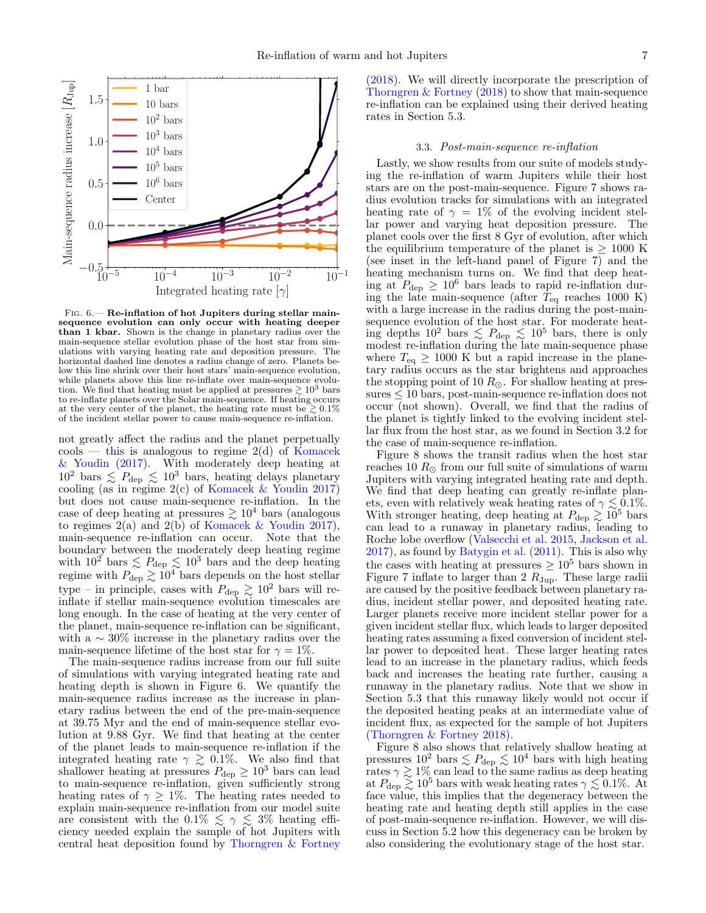Fig. 6.— **Re-inflation of hot Jupiters during stellar main-sequence evolution can only occur with heating deeper than 1 kbar.** Shown is the change in planetary radius over the main-sequence stellar evolution phase of the host star from simulations with varying heating rate and deposition pressure. The horizontal dashed line denotes a radius change of zero. Planets below this line shrink over their host stars' main-sequence evolution, while planets above this line re-inflate over main-sequence evolution. We find that heating must be applied at pressures $\gtrsim 10^3$ bars to re-inflate planets over the Solar main-sequence. If heating occurs at the very center of the planet, the heating rate must be $\gtrsim 0.1\%$ of the incident stellar power to cause main-sequence re-inflation.

not greatly affect the radius and the planet perpetually cools — this is analogous to regime 2(d) of Komacek & Youdin (2017). With moderately deep heating at $10^2$ bars $\lesssim P_{\mathrm{dep}} \lesssim 10^3$ bars, heating delays planetary cooling (as in regime 2(c) of Komacek & Youdin 2017) but does not cause main-sequence re-inflation. In the case of deep heating at pressures $\gtrsim 10^4$ bars (analogous to regimes 2(a) and 2(b) of Komacek & Youdin 2017), main-sequence re-inflation can occur. Note that the boundary between the moderately deep heating regime with $10^2$ bars $\lesssim P_{\mathrm{dep}} \lesssim 10^3$ bars and the deep heating regime with $P_{\mathrm{dep}} \gtrsim 10^4$ bars depends on the host stellar type – in principle, cases with $P_{\mathrm{dep}} \gtrsim 10^2$ bars will re-inflate if stellar main-sequence evolution timescales are long enough. In the case of heating at the very center of the planet, main-sequence re-inflation can be significant, with a $\sim 30\%$ increase in the planetary radius over the main-sequence lifetime of the host star for $\gamma = 1\%$.

The main-sequence radius increase from our full suite of simulations with varying integrated heating rate and heating depth is shown in Figure 6. We quantify the main-sequence radius increase as the increase in planetary radius between the end of the pre-main-sequence at 39.75 Myr and the end of main-sequence stellar evolution at 9.88 Gyr. We find that heating at the center of the planet leads to main-sequence re-inflation if the integrated heating rate $\gamma \gtrsim 0.1\%$. We also find that shallower heating at pressures $P_{\mathrm{dep}} \geq 10^3$ bars can lead to main-sequence re-inflation, given sufficiently strong heating rates of $\gamma \geq 1\%$. The heating rates needed to explain main-sequence re-inflation from our model suite are consistent with the $0.1\% \lesssim \gamma \lesssim 3\%$ heating efficiency needed explain the sample of hot Jupiters with central heat deposition found by Thorngren & Fortney (2018). We will directly incorporate the prescription of Thorngren & Fortney (2018) to show that main-sequence re-inflation can be explained using their derived heating rates in Section 5.3.

### 3.3. *Post-main-sequence re-inflation*

Lastly, we show results from our suite of models studying the re-inflation of warm Jupiters while their host stars are on the post-main-sequence. Figure 7 shows radius evolution tracks for simulations with an integrated heating rate of $\gamma = 1\%$ of the evolving incident stellar power and varying heat deposition pressure. The planet cools over the first 8 Gyr of evolution, after which the equilibrium temperature of the planet is $\geq 1000$ K (see inset in the left-hand panel of Figure 7) and the heating mechanism turns on. We find that deep heating at $P_{\mathrm{dep}} \geq 10^6$ bars leads to rapid re-inflation during the late main-sequence (after $T_{\mathrm{eq}}$ reaches 1000 K) with a large increase in the radius during the post-main-sequence evolution of the host star. For moderate heating depths $10^2$ bars $\lesssim P_{\mathrm{dep}} \lesssim 10^5$ bars, there is only modest re-inflation during the late main-sequence phase where $T_{\mathrm{eq}} \geq 1000$ K but a rapid increase in the planetary radius occurs as the star brightens and approaches the stopping point of 10 $R_{\odot}$. For shallow heating at pressures $\leq 10$ bars, post-main-sequence re-inflation does not occur (not shown). Overall, we find that the radius of the planet is tightly linked to the evolving incident stellar flux from the host star, as we found in Section 3.2 for the case of main-sequence re-inflation.

Figure 8 shows the transit radius when the host star reaches 10 $R_{\odot}$ from our full suite of simulations of warm Jupiters with varying integrated heating rate and depth. We find that deep heating can greatly re-inflate planets, even with relatively weak heating rates of $\gamma \lesssim 0.1\%$. With stronger heating rates, deep heating at $P_{\mathrm{dep}} \gtrsim 10^5$ bars can lead to a runaway in planetary radius, leading to Roche lobe overflow (Valsecchi et al. 2015, Jackson et al. 2017), as found by Batygin et al. (2011). This is also why the cases with heating at pressures $\geq 10^5$ bars shown in Figure 7 inflate to larger than 2 $R_{\mathrm{Jup}}$. These large radii are caused by the positive feedback between planetary radius, incident stellar power, and deposited heating rate. Larger planets receive more incident stellar power for a given incident stellar flux, which leads to larger deposited heating rates assuming a fixed conversion of incident stellar power to deposited heat. These larger heating rates lead to an increase in the planetary radius, which feeds back and increases the heating rate further, causing a runaway in the planetary radius. Note that we show in Section 5.3 that this runaway likely would not occur if the deposited heating peaks at an intermediate value of incident flux, as expected for the sample of hot Jupiters (Thorngren & Fortney 2018).

Figure 8 also shows that relatively shallow heating at pressures $10^2$ bars $\lesssim P_{\mathrm{dep}} \lesssim 10^4$ bars with high heating rates $\gamma \gtrsim 1\%$ can lead to the same radius as deep heating at $P_{\mathrm{dep}} \gtrsim 10^5$ bars with weak heating rates $\gamma \lesssim 0.1\%$. At face value, this implies that the degeneracy between the heating rate and heating depth still applies in the case of post-main-sequence re-inflation. However, we will discuss in Section 5.2 how this degeneracy can be broken by also considering the evolutionary stage of the host star.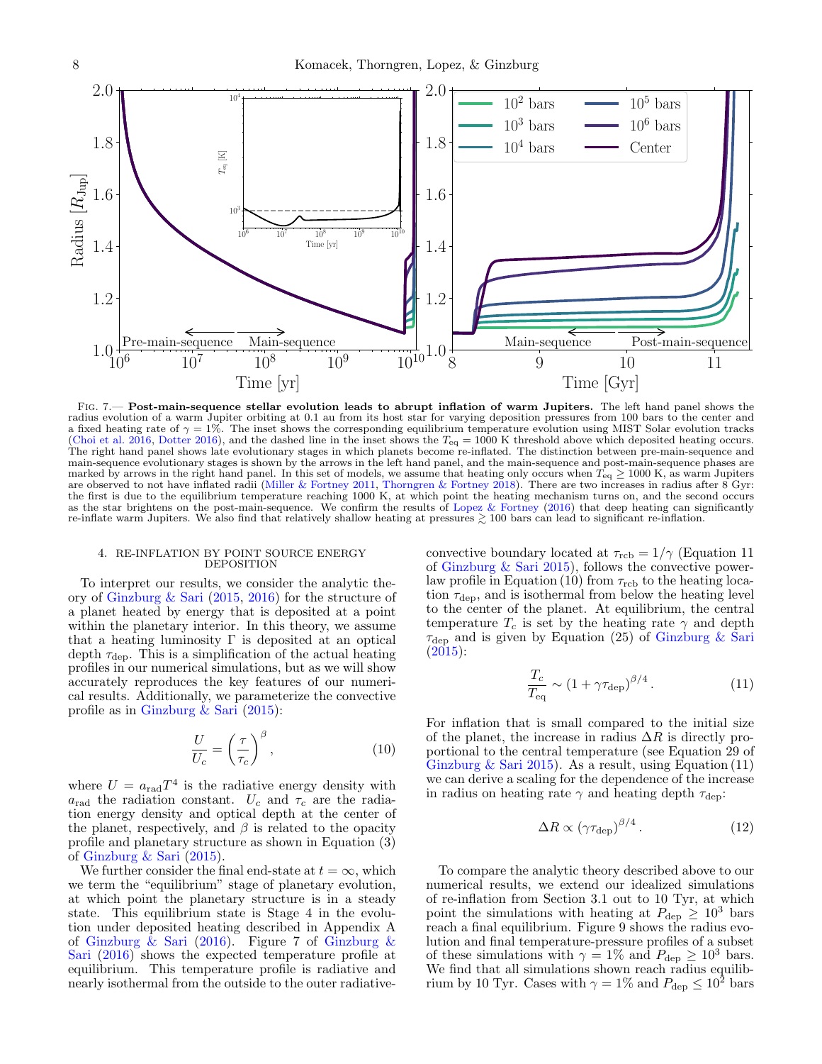Fig. 7.— **Post-main-sequence stellar evolution leads to abrupt inflation of warm Jupiters.** The left hand panel shows the radius evolution of a warm Jupiter orbiting at 0.1 au from its host star for varying deposition pressures from 100 bars to the center and a fixed heating rate of $\gamma = 1\%$. The inset shows the corresponding equilibrium temperature evolution using MIST Solar evolution tracks (Choi et al. 2016, Dotter 2016), and the dashed line in the inset shows the $T_{\mathrm{eq}} = 1000$ K threshold above which deposited heating occurs. The right hand panel shows late evolutionary stages in which planets become re-inflated. The distinction between pre-main-sequence and main-sequence evolutionary stages is shown by the arrows in the left hand panel, and the main-sequence and post-main-sequence phases are marked by arrows in the right hand panel. In this set of models, we assume that heating only occurs when $T_{\mathrm{eq}} \geq 1000$ K, as warm Jupiters are observed to not have inflated radii (Miller & Fortney 2011, Thorngren & Fortney 2018). There are two increases in radius after 8 Gyr: the first is due to the equilibrium temperature reaching 1000 K, at which point the heating mechanism turns on, and the second occurs as the star brightens on the post-main-sequence. We confirm the results of Lopez & Fortney (2016) that deep heating can significantly re-inflate warm Jupiters. We also find that relatively shallow heating at pressures $\gtrsim 100$ bars can lead to significant re-inflation.

## 4. RE-INFLATION BY POINT SOURCE ENERGY DEPOSITION

To interpret our results, we consider the analytic theory of Ginzburg & Sari (2015, 2016) for the structure of a planet heated by energy that is deposited at a point within the planetary interior. In this theory, we assume that a heating luminosity $\Gamma$ is deposited at an optical depth $\tau_{\mathrm{dep}}$. This is a simplification of the actual heating profiles in our numerical simulations, but as we will show accurately reproduces the key features of our numerical results. Additionally, we parameterize the convective profile as in Ginzburg & Sari (2015):

$$\frac{U}{U_c} = \left(\frac{\tau}{\tau_c}\right)^{\beta}, \tag{10}$$

where $U = a_{\mathrm{rad}}T^4$ is the radiative energy density with $a_{\mathrm{rad}}$ the radiation constant. $U_c$ and $\tau_c$ are the radiation energy density and optical depth at the center of the planet, respectively, and $\beta$ is related to the opacity profile and planetary structure as shown in Equation (3) of Ginzburg & Sari (2015).

We further consider the final end-state at $t = \infty$, which we term the "equilibrium" stage of planetary evolution, at which point the planetary structure is in a steady state. This equilibrium state is Stage 4 in the evolution under deposited heating described in Appendix A of Ginzburg & Sari (2016). Figure 7 of Ginzburg & Sari (2016) shows the expected temperature profile at equilibrium. This temperature profile is radiative and nearly isothermal from the outside to the outer radiative-convective boundary located at $\tau_{\mathrm{rcb}} = 1/\gamma$ (Equation 11 of Ginzburg & Sari 2015), follows the convective power-law profile in Equation (10) from $\tau_{\mathrm{rcb}}$ to the heating location $\tau_{\mathrm{dep}}$, and is isothermal from below the heating level to the center of the planet. At equilibrium, the central temperature $T_c$ is set by the heating rate $\gamma$ and depth $\tau_{\mathrm{dep}}$ and is given by Equation (25) of Ginzburg & Sari (2015):

$$\frac{T_c}{T_{\mathrm{eq}}} \sim \left(1 + \gamma\tau_{\mathrm{dep}}\right)^{\beta/4}. \tag{11}$$

For inflation that is small compared to the initial size of the planet, the increase in radius $\Delta R$ is directly proportional to the central temperature (see Equation 29 of Ginzburg & Sari 2015). As a result, using Equation (11) we can derive a scaling for the dependence of the increase in radius on heating rate $\gamma$ and heating depth $\tau_{\mathrm{dep}}$:

$$\Delta R \propto \left(\gamma\tau_{\mathrm{dep}}\right)^{\beta/4}. \tag{12}$$

To compare the analytic theory described above to our numerical results, we extend our idealized simulations of re-inflation from Section 3.1 out to 10 Tyr, at which point the simulations with heating at $P_{\mathrm{dep}} \geq 10^3$ bars reach a final equilibrium. Figure 9 shows the radius evolution and final temperature-pressure profiles of a subset of these simulations with $\gamma = 1\%$ and $P_{\mathrm{dep}} \geq 10^3$ bars. We find that all simulations shown reach radius equilibrium by 10 Tyr. Cases with $\gamma = 1\%$ and $P_{\mathrm{dep}} \leq 10^2$ bars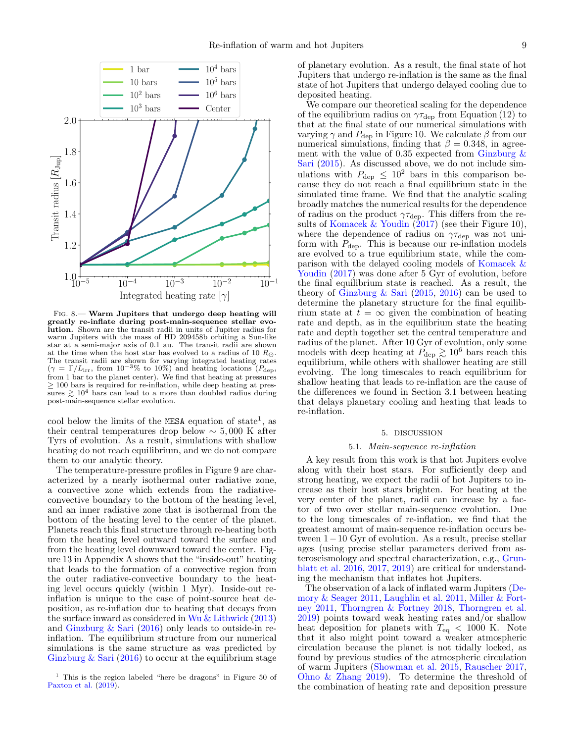FIG. 8.— **Warm Jupiters that undergo deep heating will greatly re-inflate during post-main-sequence stellar evolution.** Shown are the transit radii in units of Jupiter radius for warm Jupiters with the mass of HD 209458b orbiting a Sun-like star at a semi-major axis of 0.1 au. The transit radii are shown at the time when the host star has evolved to a radius of 10 $R_\odot$. The transit radii are shown for varying integrated heating rates ($\gamma = \Gamma/L_{\rm irr}$, from $10^{-3}$% to 10%) and heating locations ($P_{\rm dep}$, from 1 bar to the planet center). We find that heating at pressures $\geq 100$ bars is required for re-inflation, while deep heating at pressures $\gtrsim 10^4$ bars can lead to a more than doubled radius during post-main-sequence stellar evolution.

cool below the limits of the MESA equation of state[1], as their central temperatures drop below $\sim 5,000$ K after Tyrs of evolution. As a result, simulations with shallow heating do not reach equilibrium, and we do not compare them to our analytic theory.

The temperature-pressure profiles in Figure 9 are characterized by a nearly isothermal outer radiative zone, a convective zone which extends from the radiative-convective boundary to the bottom of the heating level, and an inner radiative zone that is isothermal from the bottom of the heating level to the center of the planet. Planets reach this final structure through re-heating both from the heating level outward toward the surface and from the heating level downward toward the center. Figure 13 in Appendix A shows that the "inside-out" heating that leads to the formation of a convective region from the outer radiative-convective boundary to the heating level occurs quickly (within 1 Myr). Inside-out re-inflation is unique to the case of point-source heat deposition, as re-inflation due to heating that decays from the surface inward as considered in Wu & Lithwick (2013) and Ginzburg & Sari (2016) only leads to outside-in re-inflation. The equilibrium structure from our numerical simulations is the same structure as was predicted by Ginzburg & Sari (2016) to occur at the equilibrium stage of planetary evolution. As a result, the final state of hot Jupiters that undergo re-inflation is the same as the final state of hot Jupiters that undergo delayed cooling due to deposited heating.

We compare our theoretical scaling for the dependence of the equilibrium radius on $\gamma\tau_{\rm dep}$ from Equation (12) to that at the final state of our numerical simulations with varying $\gamma$ and $P_{\rm dep}$ in Figure 10. We calculate $\beta$ from our numerical simulations, finding that $\beta = 0.348$, in agreement with the value of 0.35 expected from Ginzburg & Sari (2015). As discussed above, we do not include simulations with $P_{\rm dep} \leq 10^2$ bars in this comparison because they do not reach a final equilibrium state in the simulated time frame. We find that the analytic scaling broadly matches the numerical results for the dependence of radius on the product $\gamma\tau_{\rm dep}$. This differs from the results of Komacek & Youdin (2017) (see their Figure 10), where the dependence of radius on $\gamma\tau_{\rm dep}$ was not uniform with $P_{\rm dep}$. This is because our re-inflation models are evolved to a true equilibrium state, while the comparison with the delayed cooling models of Komacek & Youdin (2017) was done after 5 Gyr of evolution, before the final equilibrium state is reached. As a result, the theory of Ginzburg & Sari (2015, 2016) can be used to determine the planetary structure for the final equilibrium state at $t = \infty$ given the combination of heating rate and depth, as in the equilibrium state the heating rate and depth together set the central temperature and radius of the planet. After 10 Gyr of evolution, only some models with deep heating at $P_{\rm dep} \gtrsim 10^6$ bars reach this equilibrium, while others with shallower heating are still evolving. The long timescales to reach equilibrium for shallow heating that leads to re-inflation are the cause of the differences we found in Section 3.1 between heating that delays planetary cooling and heating that leads to re-inflation.

## 5. DISCUSSION

### 5.1. *Main-sequence re-inflation*

A key result from this work is that hot Jupiters evolve along with their host stars. For sufficiently deep and strong heating, we expect the radii of hot Jupiters to increase as their host stars brighten. For heating at the very center of the planet, radii can increase by a factor of two over stellar main-sequence evolution. Due to the long timescales of re-inflation, we find that the greatest amount of main-sequence re-inflation occurs between $1-10$ Gyr of evolution. As a result, precise stellar ages (using precise stellar parameters derived from asteroseismology and spectral characterization, e.g., Grunblatt et al. 2016, 2017, 2019) are critical for understanding the mechanism that inflates hot Jupiters.

The observation of a lack of inflated warm Jupiters (Demory & Seager 2011, Laughlin et al. 2011, Miller & Fortney 2011, Thorngren & Fortney 2018, Thorngren et al. 2019) points toward weak heating rates and/or shallow heat deposition for planets with $T_{\rm eq} < 1000$ K. Note that it also might point toward a weaker atmospheric circulation because the planet is not tidally locked, as found by previous studies of the atmospheric circulation of warm Jupiters (Showman et al. 2015, Rauscher 2017, Ohno & Zhang 2019). To determine the threshold of the combination of heating rate and deposition pressure

[1] This is the region labeled "here be dragons" in Figure 50 of Paxton et al. (2019).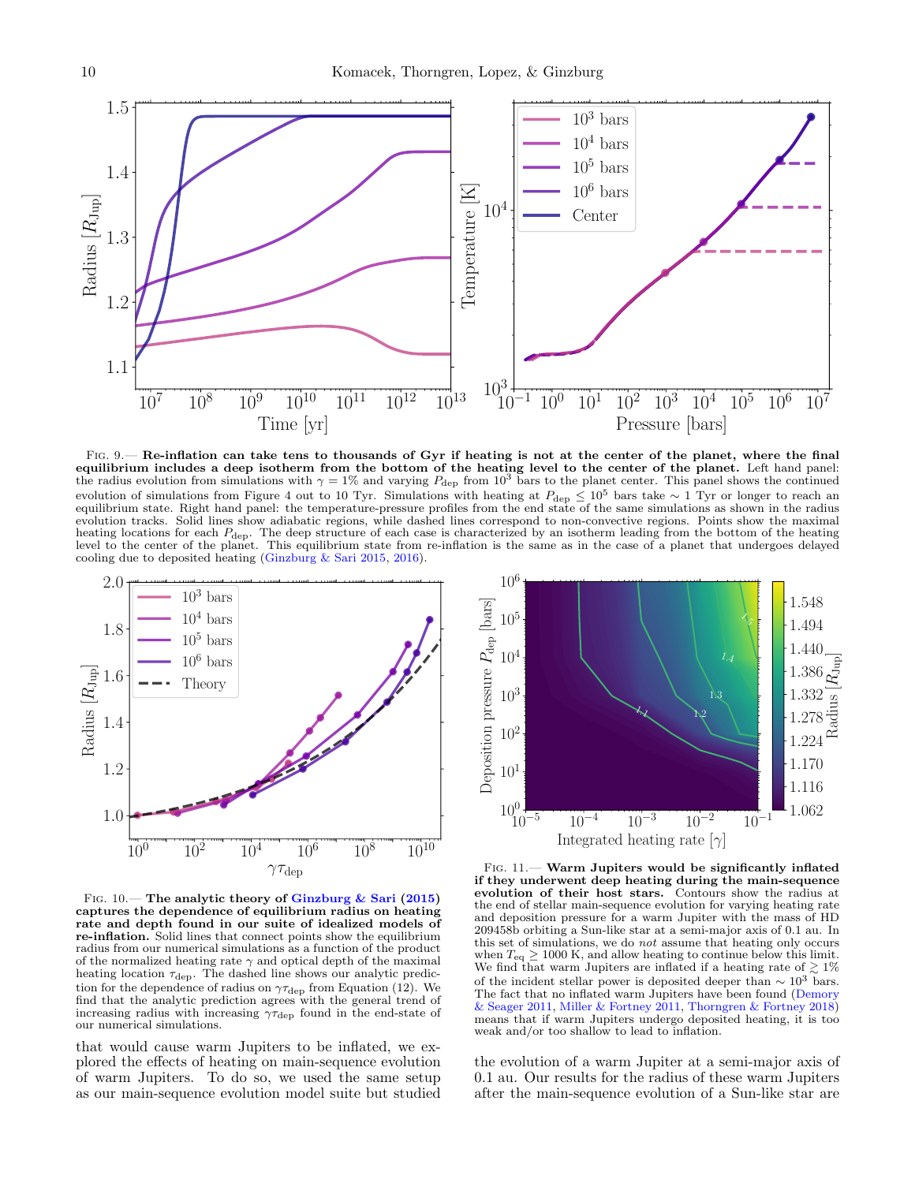FIG. 9.— **Re-inflation can take tens to thousands of Gyr if heating is not at the center of the planet, where the final equilibrium includes a deep isotherm from the bottom of the heating level to the center of the planet.** Left hand panel: the radius evolution from simulations with $\gamma = 1\%$ and varying $P_{\mathrm{dep}}$ from $10^3$ bars to the planet center. This panel shows the continued evolution of simulations from Figure 4 out to 10 Tyr. Simulations with heating at $P_{\mathrm{dep}} \leq 10^5$ bars take $\sim 1$ Tyr or longer to reach an equilibrium state. Right hand panel: the temperature-pressure profiles from the end state of the same simulations as shown in the radius evolution tracks. Solid lines show adiabatic regions, while dashed lines correspond to non-convective regions. Points show the maximal heating locations for each $P_{\mathrm{dep}}$. The deep structure of each case is characterized by an isotherm leading from the bottom of the heating level to the center of the planet. This equilibrium state from re-inflation is the same as in the case of a planet that undergoes delayed cooling due to deposited heating (Ginzburg & Sari 2015, 2016).

FIG. 10.— **The analytic theory of Ginzburg & Sari (2015) captures the dependence of equilibrium radius on heating rate and depth found in our suite of idealized models of re-inflation.** Solid lines that connect points show the equilibrium radius from our numerical simulations as a function of the product of the normalized heating rate $\gamma$ and optical depth of the maximal heating location $\tau_{\mathrm{dep}}$. The dashed line shows our analytic prediction for the dependence of radius on $\gamma\tau_{\mathrm{dep}}$ from Equation (12). We find that the analytic prediction agrees with the general trend of increasing radius with increasing $\gamma\tau_{\mathrm{dep}}$ found in the end-state of our numerical simulations.

that would cause warm Jupiters to be inflated, we explored the effects of heating on main-sequence evolution of warm Jupiters. To do so, we used the same setup as our main-sequence evolution model suite but studied the evolution of a warm Jupiter at a semi-major axis of 0.1 au. Our results for the radius of these warm Jupiters after the main-sequence evolution of a Sun-like star are

FIG. 11.— **Warm Jupiters would be significantly inflated if they underwent deep heating during the main-sequence evolution of their host stars.** Contours show the radius at the end of stellar main-sequence evolution for varying heating rate and deposition pressure for a warm Jupiter with the mass of HD 209458b orbiting a Sun-like star at a semi-major axis of 0.1 au. In this set of simulations, we do *not* assume that heating only occurs when $T_{\mathrm{eq}} \geq 1000$ K, and allow heating to continue below this limit. We find that warm Jupiters are inflated if a heating rate of $\gtrsim 1\%$ of the incident stellar power is deposited deeper than $\sim 10^3$ bars. The fact that no inflated warm Jupiters have been found (Demory & Seager 2011, Miller & Fortney 2011, Thorngren & Fortney 2018) means that if warm Jupiters undergo deposited heating, it is too weak and/or too shallow to lead to inflation.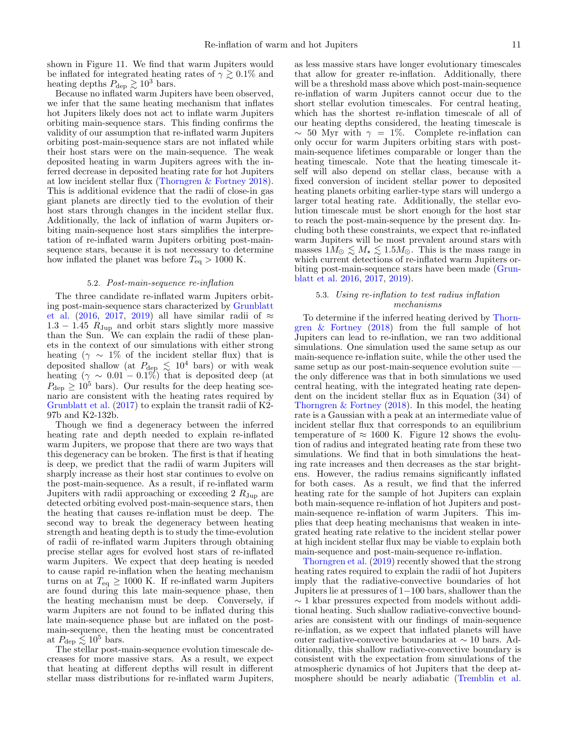shown in Figure 11. We find that warm Jupiters would be inflated for integrated heating rates of $\gamma \gtrsim 0.1\%$ and heating depths $P_{\rm dep} \gtrsim 10^3$ bars.

Because no inflated warm Jupiters have been observed, we infer that the same heating mechanism that inflates hot Jupiters likely does not act to inflate warm Jupiters orbiting main-sequence stars. This finding confirms the validity of our assumption that re-inflated warm Jupiters orbiting post-main-sequence stars are not inflated while their host stars were on the main-sequence. The weak deposited heating in warm Jupiters agrees with the inferred decrease in deposited heating rate for hot Jupiters at low incident stellar flux (Thorngren & Fortney 2018). This is additional evidence that the radii of close-in gas giant planets are directly tied to the evolution of their host stars through changes in the incident stellar flux. Additionally, the lack of inflation of warm Jupiters orbiting main-sequence host stars simplifies the interpretation of re-inflated warm Jupiters orbiting post-main-sequence stars, because it is not necessary to determine how inflated the planet was before $T_{\rm eq} > 1000$ K.

### 5.2. *Post-main-sequence re-inflation*

The three candidate re-inflated warm Jupiters orbiting post-main-sequence stars characterized by Grunblatt et al. (2016, 2017, 2019) all have similar radii of $\approx 1.3 - 1.45\ R_{\rm Jup}$ and orbit stars slightly more massive than the Sun. We can explain the radii of these planets in the context of our simulations with either strong heating ($\gamma \sim 1\%$ of the incident stellar flux) that is deposited shallow (at $P_{\rm dep} \lesssim 10^4$ bars) or with weak heating ($\gamma \sim 0.01 - 0.1\%$) that is deposited deep (at $P_{\rm dep} \geq 10^5$ bars). Our results for the deep heating scenario are consistent with the heating rates required by Grunblatt et al. (2017) to explain the transit radii of K2-97b and K2-132b.

Though we find a degeneracy between the inferred heating rate and depth needed to explain re-inflated warm Jupiters, we propose that there are two ways that this degeneracy can be broken. The first is that if heating is deep, we predict that the radii of warm Jupiters will sharply increase as their host star continues to evolve on the post-main-sequence. As a result, if re-inflated warm Jupiters with radii approaching or exceeding 2 $R_{\rm Jup}$ are detected orbiting evolved post-main-sequence stars, then the heating that causes re-inflation must be deep. The second way to break the degeneracy between heating strength and heating depth is to study the time-evolution of radii of re-inflated warm Jupiters through obtaining precise stellar ages for evolved host stars of re-inflated warm Jupiters. We expect that deep heating is needed to cause rapid re-inflation when the heating mechanism turns on at $T_{\rm eq} \geq 1000$ K. If re-inflated warm Jupiters are found during this late main-sequence phase, then the heating mechanism must be deep. Conversely, if warm Jupiters are not found to be inflated during this late main-sequence phase but are inflated on the post-main-sequence, then the heating must be concentrated at $P_{\rm dep} \lesssim 10^5$ bars.

The stellar post-main-sequence evolution timescale decreases for more massive stars. As a result, we expect that heating at different depths will result in different stellar mass distributions for re-inflated warm Jupiters, as less massive stars have longer evolutionary timescales that allow for greater re-inflation. Additionally, there will be a threshold mass above which post-main-sequence re-inflation of warm Jupiters cannot occur due to the short stellar evolution timescales. For central heating, which has the shortest re-inflation timescale of all of our heating depths considered, the heating timescale is $\sim$ 50 Myr with $\gamma = 1\%$. Complete re-inflation can only occur for warm Jupiters orbiting stars with post-main-sequence lifetimes comparable or longer than the heating timescale. Note that the heating timescale itself will also depend on stellar class, because with a fixed conversion of incident stellar power to deposited heating planets orbiting earlier-type stars will undergo a larger total heating rate. Additionally, the stellar evolution timescale must be short enough for the host star to reach the post-main-sequence by the present day. Including both these constraints, we expect that re-inflated warm Jupiters will be most prevalent around stars with masses $1M_\odot \lesssim M_\star \lesssim 1.5M_\odot$. This is the mass range in which current detections of re-inflated warm Jupiters orbiting post-main-sequence stars have been made (Grunblatt et al. 2016, 2017, 2019).

### 5.3. *Using re-inflation to test radius inflation mechanisms*

To determine if the inferred heating derived by Thorngren & Fortney (2018) from the full sample of hot Jupiters can lead to re-inflation, we ran two additional simulations. One simulation used the same setup as our main-sequence re-inflation suite, while the other used the same setup as our post-main-sequence evolution suite — the only difference was that in both simulations we used central heating, with the integrated heating rate dependent on the incident stellar flux as in Equation (34) of Thorngren & Fortney (2018). In this model, the heating rate is a Gaussian with a peak at an intermediate value of incident stellar flux that corresponds to an equilibrium temperature of $\approx$ 1600 K. Figure 12 shows the evolution of radius and integrated heating rate from these two simulations. We find that in both simulations the heating rate increases and then decreases as the star brightens. However, the radius remains significantly inflated for both cases. As a result, we find that the inferred heating rate for the sample of hot Jupiters can explain both main-sequence re-inflation of hot Jupiters and post-main-sequence re-inflation of warm Jupiters. This implies that deep heating mechanisms that weaken in integrated heating rate relative to the incident stellar power at high incident stellar flux may be viable to explain both main-sequence and post-main-sequence re-inflation.

Thorngren et al. (2019) recently showed that the strong heating rates required to explain the radii of hot Jupiters imply that the radiative-convective boundaries of hot Jupiters lie at pressures of 1−100 bars, shallower than the $\sim$ 1 kbar pressures expected from models without additional heating. Such shallow radiative-convective boundaries are consistent with our findings of main-sequence re-inflation, as we expect that inflated planets will have outer radiative-convective boundaries at $\sim$ 10 bars. Additionally, this shallow radiative-convective boundary is consistent with the expectation from simulations of the atmospheric dynamics of hot Jupiters that the deep atmosphere should be nearly adiabatic (Tremblin et al.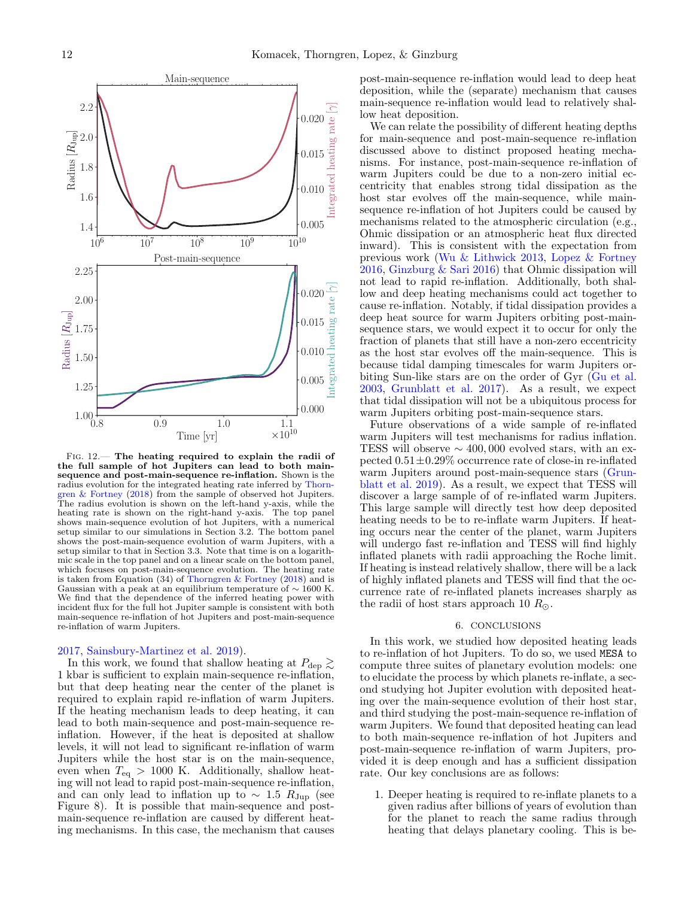Fig. 12.— **The heating required to explain the radii of the full sample of hot Jupiters can lead to both main-sequence and post-main-sequence re-inflation.** Shown is the radius evolution for the integrated heating rate inferred by Thorngren & Fortney (2018) from the sample of observed hot Jupiters. The radius evolution is shown on the left-hand y-axis, while the heating rate is shown on the right-hand y-axis. The top panel shows main-sequence evolution of hot Jupiters, with a numerical setup similar to our simulations in Section 3.2. The bottom panel shows the post-main-sequence evolution of warm Jupiters, with a setup similar to that in Section 3.3. Note that time is on a logarithmic scale in the top panel and on a linear scale on the bottom panel, which focuses on post-main-sequence evolution. The heating rate is taken from Equation (34) of Thorngren & Fortney (2018) and is Gaussian with a peak at an equilibrium temperature of $\sim 1600$ K. We find that the dependence of the inferred heating power with incident flux for the full hot Jupiter sample is consistent with both main-sequence re-inflation of hot Jupiters and post-main-sequence re-inflation of warm Jupiters.

2017, Sainsbury-Martinez et al. 2019).

In this work, we found that shallow heating at $P_{\mathrm{dep}} \gtrsim 1$ kbar is sufficient to explain main-sequence re-inflation, but that deep heating near the center of the planet is required to explain rapid re-inflation of warm Jupiters. If the heating mechanism leads to deep heating, it can lead to both main-sequence and post-main-sequence re-inflation. However, if the heat is deposited at shallow levels, it will not lead to significant re-inflation of warm Jupiters while the host star is on the main-sequence, even when $T_{\mathrm{eq}} > 1000$ K. Additionally, shallow heating will not lead to rapid post-main-sequence re-inflation, and can only lead to inflation up to $\sim 1.5\ R_{\mathrm{Jup}}$ (see Figure 8). It is possible that main-sequence and post-main-sequence re-inflation are caused by different heating mechanisms. In this case, the mechanism that causes post-main-sequence re-inflation would lead to deep heat deposition, while the (separate) mechanism that causes main-sequence re-inflation would lead to relatively shallow heat deposition.

We can relate the possibility of different heating depths for main-sequence and post-main-sequence re-inflation discussed above to distinct proposed heating mechanisms. For instance, post-main-sequence re-inflation of warm Jupiters could be due to a non-zero initial eccentricity that enables strong tidal dissipation as the host star evolves off the main-sequence, while main-sequence re-inflation of hot Jupiters could be caused by mechanisms related to the atmospheric circulation (e.g., Ohmic dissipation or an atmospheric heat flux directed inward). This is consistent with the expectation from previous work (Wu & Lithwick 2013, Lopez & Fortney 2016, Ginzburg & Sari 2016) that Ohmic dissipation will not lead to rapid re-inflation. Additionally, both shallow and deep heating mechanisms could act together to cause re-inflation. Notably, if tidal dissipation provides a deep heat source for warm Jupiters orbiting post-main-sequence stars, we would expect it to occur for only the fraction of planets that still have a non-zero eccentricity as the host star evolves off the main-sequence. This is because tidal damping timescales for warm Jupiters orbiting Sun-like stars are on the order of Gyr (Gu et al. 2003, Grunblatt et al. 2017). As a result, we expect that tidal dissipation will not be a ubiquitous process for warm Jupiters orbiting post-main-sequence stars.

Future observations of a wide sample of re-inflated warm Jupiters will test mechanisms for radius inflation. TESS will observe $\sim 400,000$ evolved stars, with an expected $0.51 \pm 0.29\%$ occurrence rate of close-in re-inflated warm Jupiters around post-main-sequence stars (Grunblatt et al. 2019). As a result, we expect that TESS will discover a large sample of of re-inflated warm Jupiters. This large sample will directly test how deep deposited heating needs to be to re-inflate warm Jupiters. If heating occurs near the center of the planet, warm Jupiters will undergo fast re-inflation and TESS will find highly inflated planets with radii approaching the Roche limit. If heating is instead relatively shallow, there will be a lack of highly inflated planets and TESS will find that the occurrence rate of re-inflated planets increases sharply as the radii of host stars approach $10\ R_{\odot}$.

## 6. CONCLUSIONS

In this work, we studied how deposited heating leads to re-inflation of hot Jupiters. To do so, we used `MESA` to compute three suites of planetary evolution models: one to elucidate the process by which planets re-inflate, a second studying hot Jupiter evolution with deposited heating over the main-sequence evolution of their host star, and third studying the post-main-sequence re-inflation of warm Jupiters. We found that deposited heating can lead to both main-sequence re-inflation of hot Jupiters and post-main-sequence re-inflation of warm Jupiters, provided it is deep enough and has a sufficient dissipation rate. Our key conclusions are as follows:

1. Deeper heating is required to re-inflate planets to a given radius after billions of years of evolution than for the planet to reach the same radius through heating that delays planetary cooling. This is be-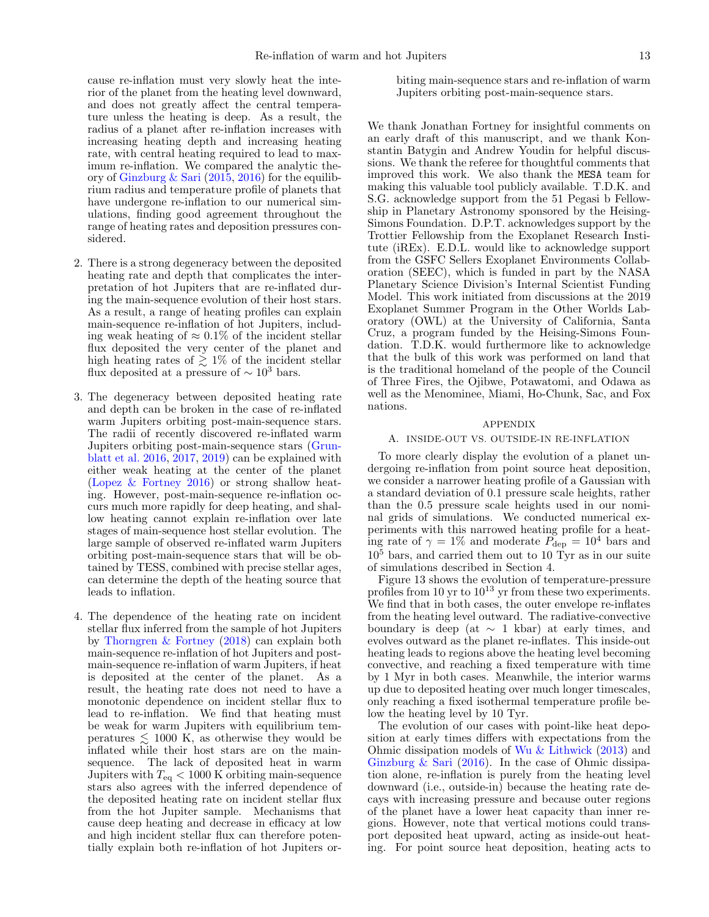cause re-inflation must very slowly heat the interior of the planet from the heating level downward, and does not greatly affect the central temperature unless the heating is deep. As a result, the radius of a planet after re-inflation increases with increasing heating depth and increasing heating rate, with central heating required to lead to maximum re-inflation. We compared the analytic theory of Ginzburg & Sari (2015, 2016) for the equilibrium radius and temperature profile of planets that have undergone re-inflation to our numerical simulations, finding good agreement throughout the range of heating rates and deposition pressures considered.

2. There is a strong degeneracy between the deposited heating rate and depth that complicates the interpretation of hot Jupiters that are re-inflated during the main-sequence evolution of their host stars. As a result, a range of heating profiles can explain main-sequence re-inflation of hot Jupiters, including weak heating of $\approx 0.1\%$ of the incident stellar flux deposited the very center of the planet and high heating rates of $\gtrsim 1\%$ of the incident stellar flux deposited at a pressure of $\sim 10^3$ bars.

3. The degeneracy between deposited heating rate and depth can be broken in the case of re-inflated warm Jupiters orbiting post-main-sequence stars. The radii of recently discovered re-inflated warm Jupiters orbiting post-main-sequence stars (Grunblatt et al. 2016, 2017, 2019) can be explained with either weak heating at the center of the planet (Lopez & Fortney 2016) or strong shallow heating. However, post-main-sequence re-inflation occurs much more rapidly for deep heating, and shallow heating cannot explain re-inflation over late stages of main-sequence host stellar evolution. The large sample of observed re-inflated warm Jupiters orbiting post-main-sequence stars that will be obtained by TESS, combined with precise stellar ages, can determine the depth of the heating source that leads to inflation.

4. The dependence of the heating rate on incident stellar flux inferred from the sample of hot Jupiters by Thorngren & Fortney (2018) can explain both main-sequence re-inflation of hot Jupiters and post-main-sequence re-inflation of warm Jupiters, if heat is deposited at the center of the planet. As a result, the heating rate does not need to have a monotonic dependence on incident stellar flux to lead to re-inflation. We find that heating must be weak for warm Jupiters with equilibrium temperatures $\lesssim 1000$ K, as otherwise they would be inflated while their host stars are on the main-sequence. The lack of deposited heat in warm Jupiters with $T_{\mathrm{eq}} < 1000$ K orbiting main-sequence stars also agrees with the inferred dependence of the deposited heating rate on incident stellar flux from the hot Jupiter sample. Mechanisms that cause deep heating and decrease in efficacy at low and high incident stellar flux can therefore potentially explain both re-inflation of hot Jupiters orbiting main-sequence stars and re-inflation of warm Jupiters orbiting post-main-sequence stars.

We thank Jonathan Fortney for insightful comments on an early draft of this manuscript, and we thank Konstantin Batygin and Andrew Youdin for helpful discussions. We thank the referee for thoughtful comments that improved this work. We also thank the `MESA` team for making this valuable tool publicly available. T.D.K. and S.G. acknowledge support from the 51 Pegasi b Fellowship in Planetary Astronomy sponsored by the Heising-Simons Foundation. D.P.T. acknowledges support by the Trottier Fellowship from the Exoplanet Research Institute (iREx). E.D.L. would like to acknowledge support from the GSFC Sellers Exoplanet Environments Collaboration (SEEC), which is funded in part by the NASA Planetary Science Division's Internal Scientist Funding Model. This work initiated from discussions at the 2019 Exoplanet Summer Program in the Other Worlds Laboratory (OWL) at the University of California, Santa Cruz, a program funded by the Heising-Simons Foundation. T.D.K. would furthermore like to acknowledge that the bulk of this work was performed on land that is the traditional homeland of the people of the Council of Three Fires, the Ojibwe, Potawatomi, and Odawa as well as the Menominee, Miami, Ho-Chunk, Sac, and Fox nations.

## APPENDIX

### A. INSIDE-OUT VS. OUTSIDE-IN RE-INFLATION

To more clearly display the evolution of a planet undergoing re-inflation from point source heat deposition, we consider a narrower heating profile of a Gaussian with a standard deviation of 0.1 pressure scale heights, rather than the 0.5 pressure scale heights used in our nominal grids of simulations. We conducted numerical experiments with this narrowed heating profile for a heating rate of $\gamma = 1\%$ and moderate $P_{\mathrm{dep}} = 10^4$ bars and $10^5$ bars, and carried them out to 10 Tyr as in our suite of simulations described in Section 4.

Figure 13 shows the evolution of temperature-pressure profiles from 10 yr to $10^{13}$ yr from these two experiments. We find that in both cases, the outer envelope re-inflates from the heating level outward. The radiative-convective boundary is deep (at $\sim 1$ kbar) at early times, and evolves outward as the planet re-inflates. This inside-out heating leads to regions above the heating level becoming convective, and reaching a fixed temperature with time by 1 Myr in both cases. Meanwhile, the interior warms up due to deposited heating over much longer timescales, only reaching a fixed isothermal temperature profile below the heating level by 10 Tyr.

The evolution of our cases with point-like heat deposition at early times differs with expectations from the Ohmic dissipation models of Wu & Lithwick (2013) and Ginzburg & Sari (2016). In the case of Ohmic dissipation alone, re-inflation is purely from the heating level downward (i.e., outside-in) because the heating rate decays with increasing pressure and because outer regions of the planet have a lower heat capacity than inner regions. However, note that vertical motions could transport deposited heat upward, acting as inside-out heating. For point source heat deposition, heating acts to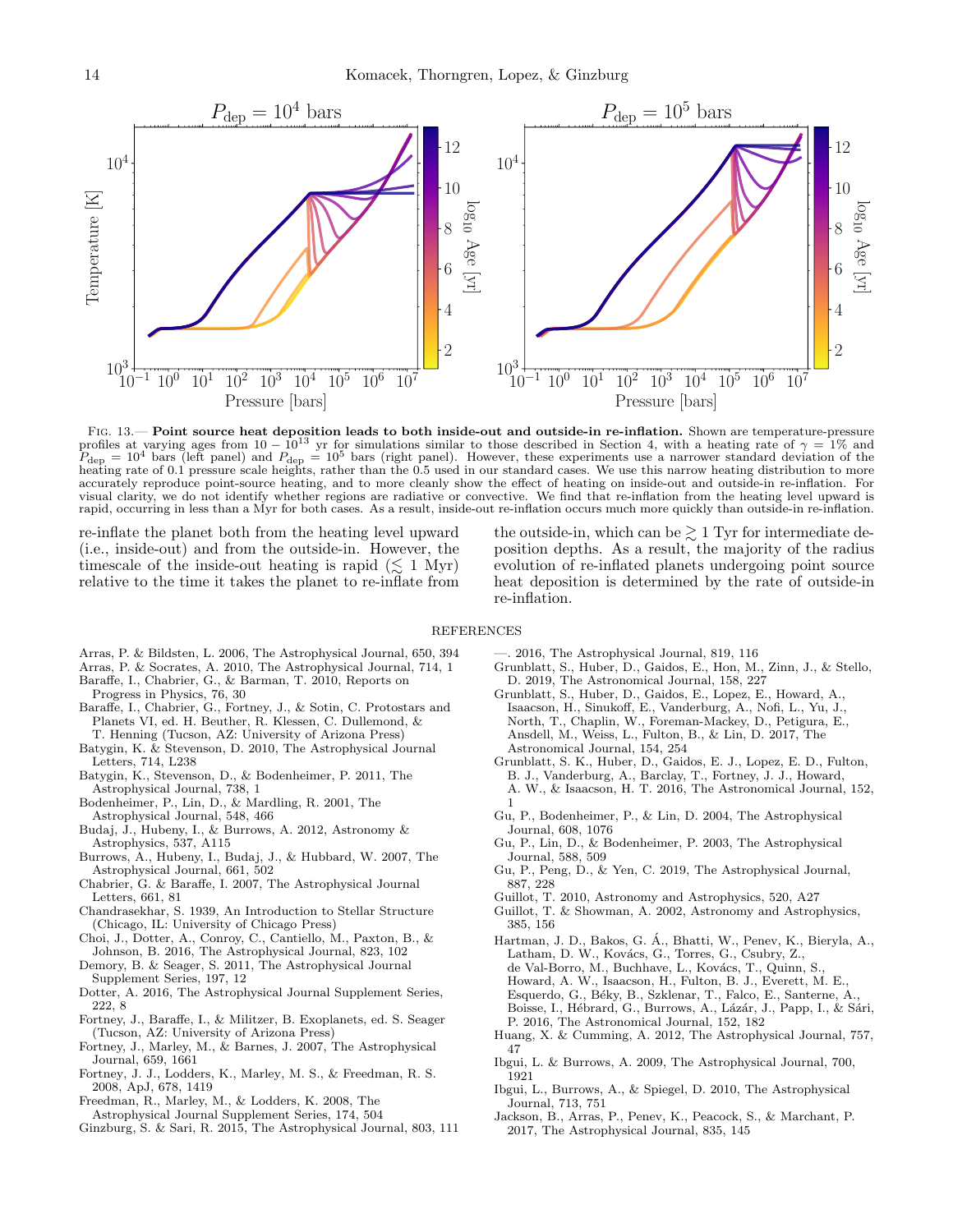Fig. 13.— **Point source heat deposition leads to both inside-out and outside-in re-inflation.** Shown are temperature-pressure profiles at varying ages from $10 - 10^{13}$ yr for simulations similar to those described in Section 4, with a heating rate of $\gamma = 1\%$ and $P_{\mathrm{dep}} = 10^4$ bars (left panel) and $P_{\mathrm{dep}} = 10^5$ bars (right panel). However, these experiments use a narrower standard deviation of the heating rate of 0.1 pressure scale heights, rather than the 0.5 used in our standard cases. We use this narrow heating distribution to more accurately reproduce point-source heating, and to more cleanly show the effect of heating on inside-out and outside-in re-inflation. For visual clarity, we do not identify whether regions are radiative or convective. We find that re-inflation from the heating level upward is rapid, occurring in less than a Myr for both cases. As a result, inside-out re-inflation occurs much more quickly than outside-in re-inflation.

re-inflate the planet both from the heating level upward (i.e., inside-out) and from the outside-in. However, the timescale of the inside-out heating is rapid ($\lesssim$ 1 Myr) relative to the time it takes the planet to re-inflate from the outside-in, which can be $\gtrsim$ 1 Tyr for intermediate deposition depths. As a result, the majority of the radius evolution of re-inflated planets undergoing point source heat deposition is determined by the rate of outside-in re-inflation.

## REFERENCES

Arras, P. & Bildsten, L. 2006, The Astrophysical Journal, 650, 394
Arras, P. & Socrates, A. 2010, The Astrophysical Journal, 714, 1
Baraffe, I., Chabrier, G., & Barman, T. 2010, Reports on Progress in Physics, 76, 30
Baraffe, I., Chabrier, G., Fortney, J., & Sotin, C. Protostars and Planets VI, ed. H. Beuther, R. Klessen, C. Dullemond, & T. Henning (Tucson, AZ: University of Arizona Press)
Batygin, K. & Stevenson, D. 2010, The Astrophysical Journal Letters, 714, L238
Batygin, K., Stevenson, D., & Bodenheimer, P. 2011, The Astrophysical Journal, 738, 1
Bodenheimer, P., Lin, D., & Mardling, R. 2001, The Astrophysical Journal, 548, 466
Budaj, J., Hubeny, I., & Burrows, A. 2012, Astronomy & Astrophysics, 537, A115
Burrows, A., Hubeny, I., Budaj, J., & Hubbard, W. 2007, The Astrophysical Journal, 661, 502
Chabrier, G. & Baraffe, I. 2007, The Astrophysical Journal Letters, 661, 81
Chandrasekhar, S. 1939, An Introduction to Stellar Structure (Chicago, IL: University of Chicago Press)
Choi, J., Dotter, A., Conroy, C., Cantiello, M., Paxton, B., & Johnson, B. 2016, The Astrophysical Journal, 823, 102
Demory, B. & Seager, S. 2011, The Astrophysical Journal Supplement Series, 197, 12
Dotter, A. 2016, The Astrophysical Journal Supplement Series, 222, 8
Fortney, J., Baraffe, I., & Militzer, B. Exoplanets, ed. S. Seager (Tucson, AZ: University of Arizona Press)
Fortney, J., Marley, M., & Barnes, J. 2007, The Astrophysical Journal, 659, 1661
Fortney, J. J., Lodders, K., Marley, M. S., & Freedman, R. S. 2008, ApJ, 678, 1419
Freedman, R., Marley, M., & Lodders, K. 2008, The Astrophysical Journal Supplement Series, 174, 504
Ginzburg, S. & Sari, R. 2015, The Astrophysical Journal, 803, 111
—. 2016, The Astrophysical Journal, 819, 116
Grunblatt, S., Huber, D., Gaidos, E., Hon, M., Zinn, J., & Stello, D. 2019, The Astronomical Journal, 158, 227
Grunblatt, S., Huber, D., Gaidos, E., Lopez, E., Howard, A., Isaacson, H., Sinukoff, E., Vanderburg, A., Nofi, L., Yu, J., North, T., Chaplin, W., Foreman-Mackey, D., Petigura, E., Ansdell, M., Weiss, L., Fulton, B., & Lin, D. 2017, The Astronomical Journal, 154, 254
Grunblatt, S. K., Huber, D., Gaidos, E. J., Lopez, E. D., Fulton, B. J., Vanderburg, A., Barclay, T., Fortney, J. J., Howard, A. W., & Isaacson, H. T. 2016, The Astronomical Journal, 152, 1
Gu, P., Bodenheimer, P., & Lin, D. 2004, The Astrophysical Journal, 608, 1076
Gu, P., Lin, D., & Bodenheimer, P. 2003, The Astrophysical Journal, 588, 509
Gu, P., Peng, D., & Yen, C. 2019, The Astrophysical Journal, 887, 228
Guillot, T. 2010, Astronomy and Astrophysics, 520, A27
Guillot, T. & Showman, A. 2002, Astronomy and Astrophysics, 385, 156
Hartman, J. D., Bakos, G. Á., Bhatti, W., Penev, K., Bieryla, A., Latham, D. W., Kovács, G., Torres, G., Csubry, Z., de Val-Borro, M., Buchhave, L., Kovács, T., Quinn, S., Howard, A. W., Isaacson, H., Fulton, B. J., Everett, M. E., Esquerdo, G., Béky, B., Szklenar, T., Falco, E., Santerne, A., Boisse, I., Hébrard, G., Burrows, A., Lázár, J., Papp, I., & Sári, P. 2016, The Astronomical Journal, 152, 182
Huang, X. & Cumming, A. 2012, The Astrophysical Journal, 757, 47
Ibgui, L. & Burrows, A. 2009, The Astrophysical Journal, 700, 1921
Ibgui, L., Burrows, A., & Spiegel, D. 2010, The Astrophysical Journal, 713, 751
Jackson, B., Arras, P., Penev, K., Peacock, S., & Marchant, P. 2017, The Astrophysical Journal, 835, 145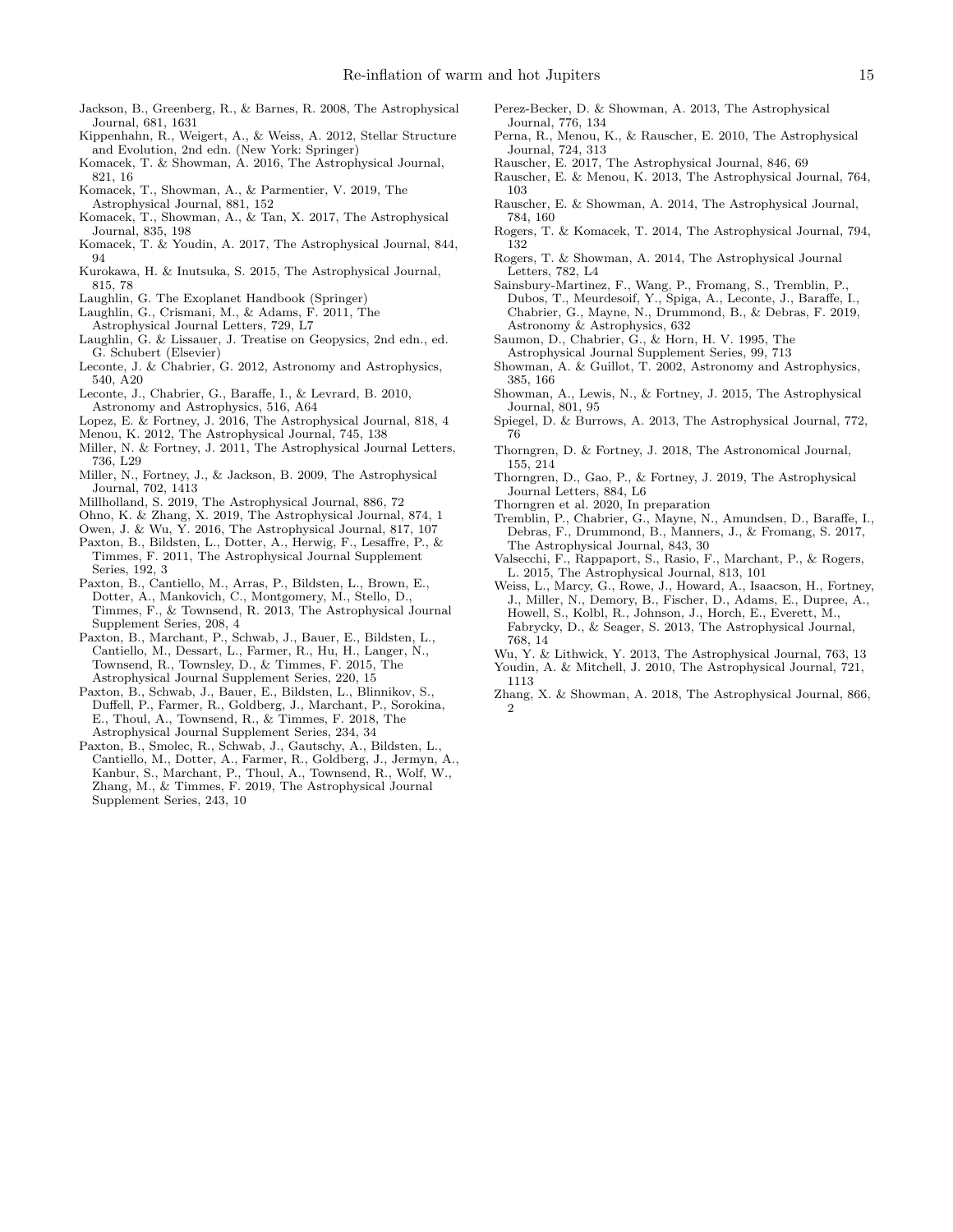Jackson, B., Greenberg, R., & Barnes, R. 2008, The Astrophysical Journal, 681, 1631

Kippenhahn, R., Weigert, A., & Weiss, A. 2012, Stellar Structure and Evolution, 2nd edn. (New York: Springer)

Komacek, T. & Showman, A. 2016, The Astrophysical Journal, 821, 16

Komacek, T., Showman, A., & Parmentier, V. 2019, The Astrophysical Journal, 881, 152

Komacek, T., Showman, A., & Tan, X. 2017, The Astrophysical Journal, 835, 198

Komacek, T. & Youdin, A. 2017, The Astrophysical Journal, 844, 94

Kurokawa, H. & Inutsuka, S. 2015, The Astrophysical Journal, 815, 78

Laughlin, G. The Exoplanet Handbook (Springer)

Laughlin, G., Crismani, M., & Adams, F. 2011, The Astrophysical Journal Letters, 729, L7

Laughlin, G. & Lissauer, J. Treatise on Geopysics, 2nd edn., ed. G. Schubert (Elsevier)

Leconte, J. & Chabrier, G. 2012, Astronomy and Astrophysics, 540, A20

Leconte, J., Chabrier, G., Baraffe, I., & Levrard, B. 2010, Astronomy and Astrophysics, 516, A64

Lopez, E. & Fortney, J. 2016, The Astrophysical Journal, 818, 4

Menou, K. 2012, The Astrophysical Journal, 745, 138

Miller, N. & Fortney, J. 2011, The Astrophysical Journal Letters, 736, L29

Miller, N., Fortney, J., & Jackson, B. 2009, The Astrophysical Journal, 702, 1413

Millholland, S. 2019, The Astrophysical Journal, 886, 72

Ohno, K. & Zhang, X. 2019, The Astrophysical Journal, 874, 1

Owen, J. & Wu, Y. 2016, The Astrophysical Journal, 817, 107

Paxton, B., Bildsten, L., Dotter, A., Herwig, F., Lesaffre, P., & Timmes, F. 2011, The Astrophysical Journal Supplement Series, 192, 3

Paxton, B., Cantiello, M., Arras, P., Bildsten, L., Brown, E., Dotter, A., Mankovich, C., Montgomery, M., Stello, D., Timmes, F., & Townsend, R. 2013, The Astrophysical Journal Supplement Series, 208, 4

Paxton, B., Marchant, P., Schwab, J., Bauer, E., Bildsten, L., Cantiello, M., Dessart, L., Farmer, R., Hu, H., Langer, N., Townsend, R., Townsley, D., & Timmes, F. 2015, The Astrophysical Journal Supplement Series, 220, 15

Paxton, B., Schwab, J., Bauer, E., Bildsten, L., Blinnikov, S., Duffell, P., Farmer, R., Goldberg, J., Marchant, P., Sorokina, E., Thoul, A., Townsend, R., & Timmes, F. 2018, The Astrophysical Journal Supplement Series, 234, 34

Paxton, B., Smolec, R., Schwab, J., Gautschy, A., Bildsten, L., Cantiello, M., Dotter, A., Farmer, R., Goldberg, J., Jermyn, A., Kanbur, S., Marchant, P., Thoul, A., Townsend, R., Wolf, W., Zhang, M., & Timmes, F. 2019, The Astrophysical Journal Supplement Series, 243, 10

Perez-Becker, D. & Showman, A. 2013, The Astrophysical Journal, 776, 134

Perna, R., Menou, K., & Rauscher, E. 2010, The Astrophysical Journal, 724, 313

Rauscher, E. 2017, The Astrophysical Journal, 846, 69

Rauscher, E. & Menou, K. 2013, The Astrophysical Journal, 764, 103

Rauscher, E. & Showman, A. 2014, The Astrophysical Journal, 784, 160

Rogers, T. & Komacek, T. 2014, The Astrophysical Journal, 794, 132

Rogers, T. & Showman, A. 2014, The Astrophysical Journal Letters, 782, L4

Sainsbury-Martinez, F., Wang, P., Fromang, S., Tremblin, P., Dubos, T., Meurdesoif, Y., Spiga, A., Leconte, J., Baraffe, I., Chabrier, G., Mayne, N., Drummond, B., & Debras, F. 2019, Astronomy & Astrophysics, 632

Saumon, D., Chabrier, G., & Horn, H. V. 1995, The Astrophysical Journal Supplement Series, 99, 713

Showman, A. & Guillot, T. 2002, Astronomy and Astrophysics, 385, 166

Showman, A., Lewis, N., & Fortney, J. 2015, The Astrophysical Journal, 801, 95

Spiegel, D. & Burrows, A. 2013, The Astrophysical Journal, 772, 76

Thorngren, D. & Fortney, J. 2018, The Astronomical Journal, 155, 214

Thorngren, D., Gao, P., & Fortney, J. 2019, The Astrophysical Journal Letters, 884, L6

Thorngren et al. 2020, In preparation

Tremblin, P., Chabrier, G., Mayne, N., Amundsen, D., Baraffe, I., Debras, F., Drummond, B., Manners, J., & Fromang, S. 2017, The Astrophysical Journal, 843, 30

Valsecchi, F., Rappaport, S., Rasio, F., Marchant, P., & Rogers, L. 2015, The Astrophysical Journal, 813, 101

Weiss, L., Marcy, G., Rowe, J., Howard, A., Isaacson, H., Fortney, J., Miller, N., Demory, B., Fischer, D., Adams, E., Dupree, A., Howell, S., Kolbl, R., Johnson, J., Horch, E., Everett, M., Fabrycky, D., & Seager, S. 2013, The Astrophysical Journal, 768, 14

Wu, Y. & Lithwick, Y. 2013, The Astrophysical Journal, 763, 13

Youdin, A. & Mitchell, J. 2010, The Astrophysical Journal, 721, 1113

Zhang, X. & Showman, A. 2018, The Astrophysical Journal, 866, 2